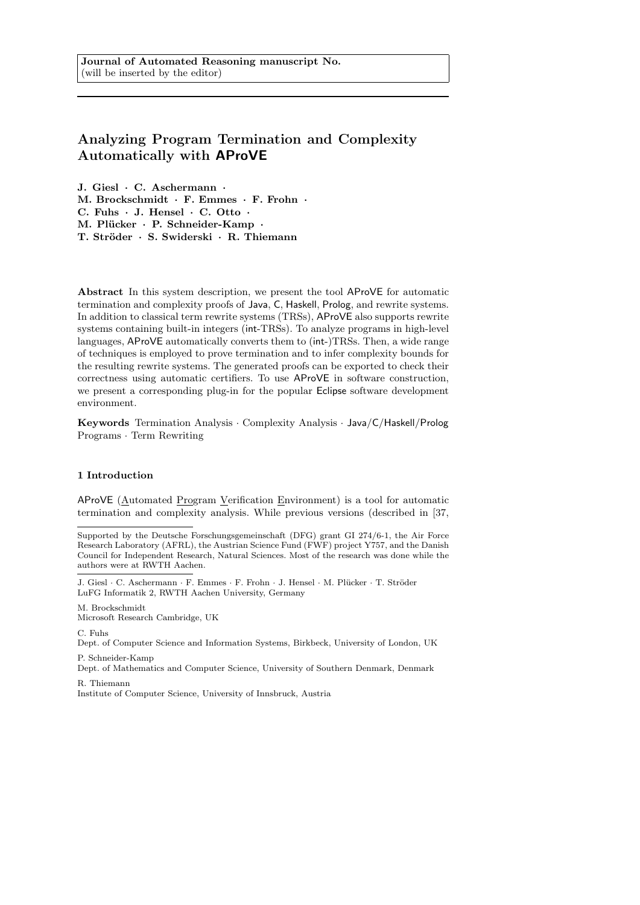Journal of Automated Reasoning manuscript No.
(will be inserted by the editor)

# Analyzing Program Termination and Complexity Automatically with AProVE

**J. Giesl · C. Aschermann · M. Brockschmidt · F. Emmes · F. Frohn · C. Fuhs · J. Hensel · C. Otto · M. Plücker · P. Schneider-Kamp · T. Ströder · S. Swiderski · R. Thiemann**

**Abstract** In this system description, we present the tool AProVE for automatic termination and complexity proofs of Java, C, Haskell, Prolog, and rewrite systems. In addition to classical term rewrite systems (TRSs), AProVE also supports rewrite systems containing built-in integers (int-TRSs). To analyze programs in high-level languages, AProVE automatically converts them to (int-)TRSs. Then, a wide range of techniques is employed to prove termination and to infer complexity bounds for the resulting rewrite systems. The generated proofs can be exported to check their correctness using automatic certifiers. To use AProVE in software construction, we present a corresponding plug-in for the popular Eclipse software development environment.

**Keywords** Termination Analysis · Complexity Analysis · Java/C/Haskell/Prolog Programs · Term Rewriting

## 1 Introduction

AProVE (Automated Program Verification Environment) is a tool for automatic termination and complexity analysis. While previous versions (described in [37,

---

Supported by the Deutsche Forschungsgemeinschaft (DFG) grant GI 274/6-1, the Air Force Research Laboratory (AFRL), the Austrian Science Fund (FWF) project Y757, and the Danish Council for Independent Research, Natural Sciences. Most of the research was done while the authors were at RWTH Aachen.

---

J. Giesl · C. Aschermann · F. Emmes · F. Frohn · J. Hensel · M. Plücker · T. Ströder
LuFG Informatik 2, RWTH Aachen University, Germany

M. Brockschmidt
Microsoft Research Cambridge, UK

C. Fuhs
Dept. of Computer Science and Information Systems, Birkbeck, University of London, UK

P. Schneider-Kamp
Dept. of Mathematics and Computer Science, University of Southern Denmark, Denmark

R. Thiemann
Institute of Computer Science, University of Innsbruck, Austria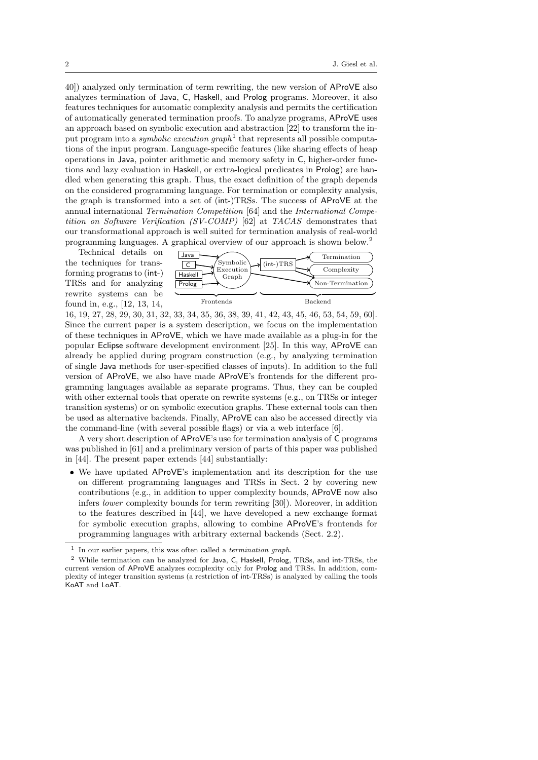40]) analyzed only termination of term rewriting, the new version of AProVE also analyzes termination of Java, C, Haskell, and Prolog programs. Moreover, it also features techniques for automatic complexity analysis and permits the certification of automatically generated termination proofs. To analyze programs, AProVE uses an approach based on symbolic execution and abstraction [22] to transform the input program into a *symbolic execution graph*[1] that represents all possible computations of the input program. Language-specific features (like sharing effects of heap operations in Java, pointer arithmetic and memory safety in C, higher-order functions and lazy evaluation in Haskell, or extra-logical predicates in Prolog) are handled when generating this graph. Thus, the exact definition of the graph depends on the considered programming language. For termination or complexity analysis, the graph is transformed into a set of (int-)TRSs. The success of AProVE at the annual international *Termination Competition* [64] and the *International Competition on Software Verification (SV-COMP)* [62] at *TACAS* demonstrates that our transformational approach is well suited for termination analysis of real-world programming languages. A graphical overview of our approach is shown below.[2]

Java, C, Haskell, Prolog → Symbolic Execution Graph → (int-)TRS → Termination, Complexity, Non-Termination

Frontends | Backend

Technical details on the techniques for transforming programs to (int-) TRSs and for analyzing rewrite systems can be found in, e.g., [12, 13, 14, 16, 19, 27, 28, 29, 30, 31, 32, 33, 34, 35, 36, 38, 39, 41, 42, 43, 45, 46, 53, 54, 59, 60]. Since the current paper is a system description, we focus on the implementation of these techniques in AProVE, which we have made available as a plug-in for the popular Eclipse software development environment [25]. In this way, AProVE can already be applied during program construction (e.g., by analyzing termination of single Java methods for user-specified classes of inputs). In addition to the full version of AProVE, we also have made AProVE's frontends for the different programming languages available as separate programs. Thus, they can be coupled with other external tools that operate on rewrite systems (e.g., on TRSs or integer transition systems) or on symbolic execution graphs. These external tools can then be used as alternative backends. Finally, AProVE can also be accessed directly via the command-line (with several possible flags) or via a web interface [6].

A very short description of AProVE's use for termination analysis of C programs was published in [61] and a preliminary version of parts of this paper was published in [44]. The present paper extends [44] substantially:

- We have updated AProVE's implementation and its description for the use on different programming languages and TRSs in Sect. 2 by covering new contributions (e.g., in addition to upper complexity bounds, AProVE now also infers *lower* complexity bounds for term rewriting [30]). Moreover, in addition to the features described in [44], we have developed a new exchange format for symbolic execution graphs, allowing to combine AProVE's frontends for programming languages with arbitrary external backends (Sect. 2.2).

[1] In our earlier papers, this was often called a *termination graph*.

[2] While termination can be analyzed for Java, C, Haskell, Prolog, TRSs, and int-TRSs, the current version of AProVE analyzes complexity only for Prolog and TRSs. In addition, complexity of integer transition systems (a restriction of int-TRSs) is analyzed by calling the tools KoAT and LoAT.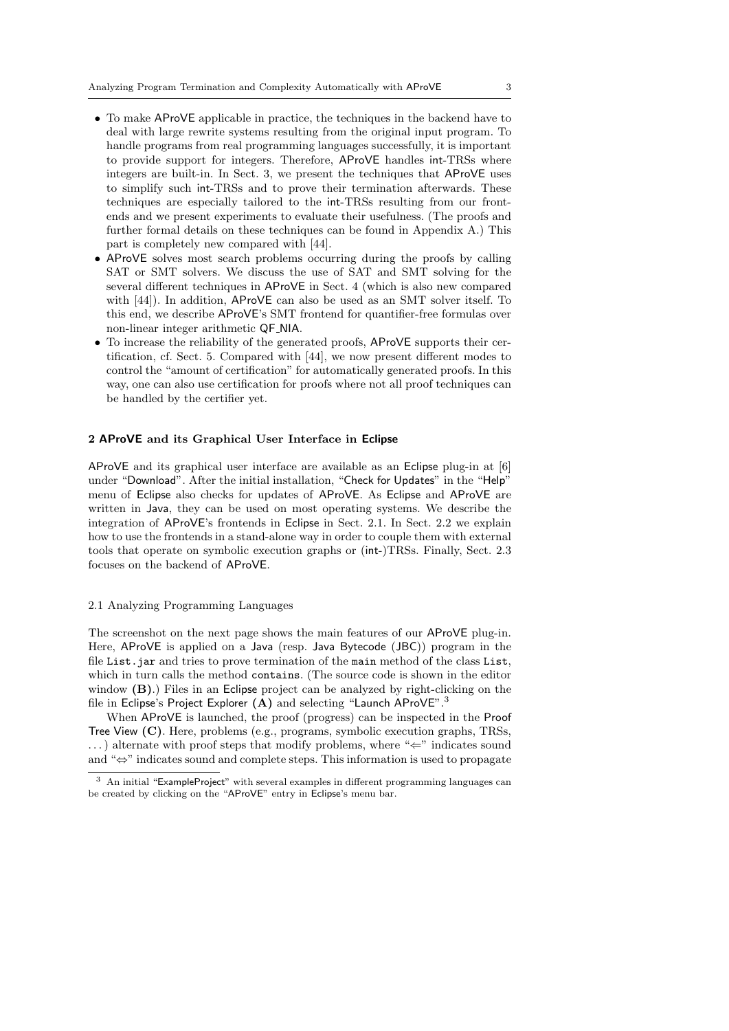- To make AProVE applicable in practice, the techniques in the backend have to deal with large rewrite systems resulting from the original input program. To handle programs from real programming languages successfully, it is important to provide support for integers. Therefore, AProVE handles int-TRSs where integers are built-in. In Sect. 3, we present the techniques that AProVE uses to simplify such int-TRSs and to prove their termination afterwards. These techniques are especially tailored to the int-TRSs resulting from our frontends and we present experiments to evaluate their usefulness. (The proofs and further formal details on these techniques can be found in Appendix A.) This part is completely new compared with [44].
- AProVE solves most search problems occurring during the proofs by calling SAT or SMT solvers. We discuss the use of SAT and SMT solving for the several different techniques in AProVE in Sect. 4 (which is also new compared with [44]). In addition, AProVE can also be used as an SMT solver itself. To this end, we describe AProVE's SMT frontend for quantifier-free formulas over non-linear integer arithmetic QF_NIA.
- To increase the reliability of the generated proofs, AProVE supports their certification, cf. Sect. 5. Compared with [44], we now present different modes to control the "amount of certification" for automatically generated proofs. In this way, one can also use certification for proofs where not all proof techniques can be handled by the certifier yet.

## 2 AProVE and its Graphical User Interface in Eclipse

AProVE and its graphical user interface are available as an Eclipse plug-in at [6] under "Download". After the initial installation, "Check for Updates" in the "Help" menu of Eclipse also checks for updates of AProVE. As Eclipse and AProVE are written in Java, they can be used on most operating systems. We describe the integration of AProVE's frontends in Eclipse in Sect. 2.1. In Sect. 2.2 we explain how to use the frontends in a stand-alone way in order to couple them with external tools that operate on symbolic execution graphs or (int-)TRSs. Finally, Sect. 2.3 focuses on the backend of AProVE.

### 2.1 Analyzing Programming Languages

The screenshot on the next page shows the main features of our AProVE plug-in. Here, AProVE is applied on a Java (resp. Java Bytecode (JBC)) program in the file `List.jar` and tries to prove termination of the `main` method of the class `List`, which in turn calls the method `contains`. (The source code is shown in the editor window **(B)**.) Files in an Eclipse project can be analyzed by right-clicking on the file in Eclipse's Project Explorer **(A)** and selecting "Launch AProVE".[3]

When AProVE is launched, the proof (progress) can be inspected in the Proof Tree View **(C)**. Here, problems (e.g., programs, symbolic execution graphs, TRSs, ...) alternate with proof steps that modify problems, where "$\Leftarrow$" indicates sound and "$\Leftrightarrow$" indicates sound and complete steps. This information is used to propagate

[3] An initial "ExampleProject" with several examples in different programming languages can be created by clicking on the "AProVE" entry in Eclipse's menu bar.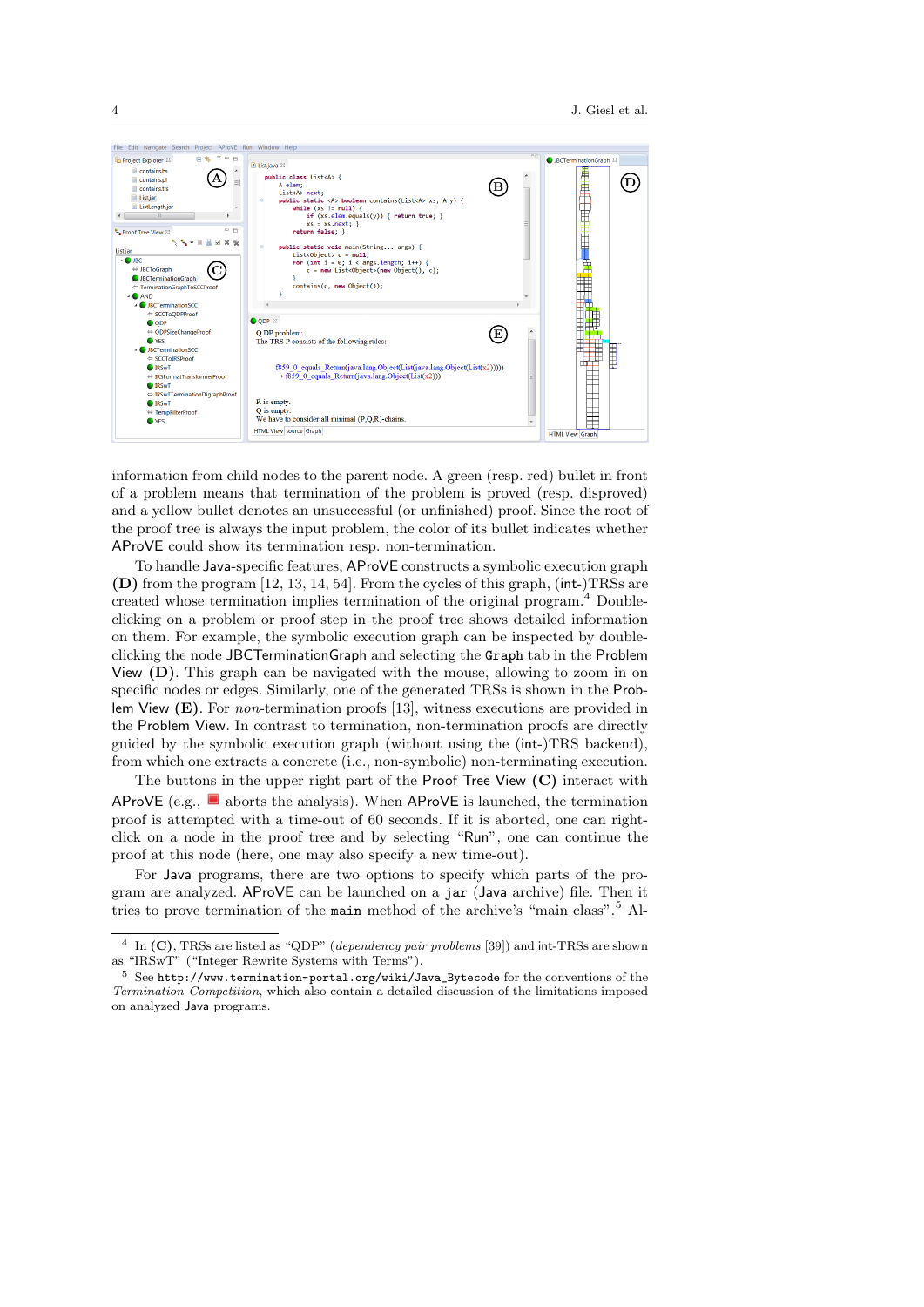information from child nodes to the parent node. A green (resp. red) bullet in front of a problem means that termination of the problem is proved (resp. disproved) and a yellow bullet denotes an unsuccessful (or unfinished) proof. Since the root of the proof tree is always the input problem, the color of its bullet indicates whether AProVE could show its termination resp. non-termination.

To handle Java-specific features, AProVE constructs a symbolic execution graph **(D)** from the program [12, 13, 14, 54]. From the cycles of this graph, (int-)TRSs are created whose termination implies termination of the original program.[4] Double-clicking on a problem or proof step in the proof tree shows detailed information on them. For example, the symbolic execution graph can be inspected by double-clicking the node JBCTerminationGraph and selecting the `Graph` tab in the Problem View **(D)**. This graph can be navigated with the mouse, allowing to zoom in on specific nodes or edges. Similarly, one of the generated TRSs is shown in the Problem View **(E)**. For *non*-termination proofs [13], witness executions are provided in the Problem View. In contrast to termination, non-termination proofs are directly guided by the symbolic execution graph (without using the (int-)TRS backend), from which one extracts a concrete (i.e., non-symbolic) non-terminating execution.

The buttons in the upper right part of the Proof Tree View **(C)** interact with AProVE (e.g., ■ aborts the analysis). When AProVE is launched, the termination proof is attempted with a time-out of 60 seconds. If it is aborted, one can right-click on a node in the proof tree and by selecting "Run", one can continue the proof at this node (here, one may also specify a new time-out).

For Java programs, there are two options to specify which parts of the program are analyzed. AProVE can be launched on a `jar` (Java archive) file. Then it tries to prove termination of the `main` method of the archive's "main class".[5] Al-

[4] In **(C)**, TRSs are listed as "QDP" (*dependency pair problems* [39]) and int-TRSs are shown as "IRSwT" ("Integer Rewrite Systems with Terms").

[5] See `http://www.termination-portal.org/wiki/Java_Bytecode` for the conventions of the *Termination Competition*, which also contain a detailed discussion of the limitations imposed on analyzed Java programs.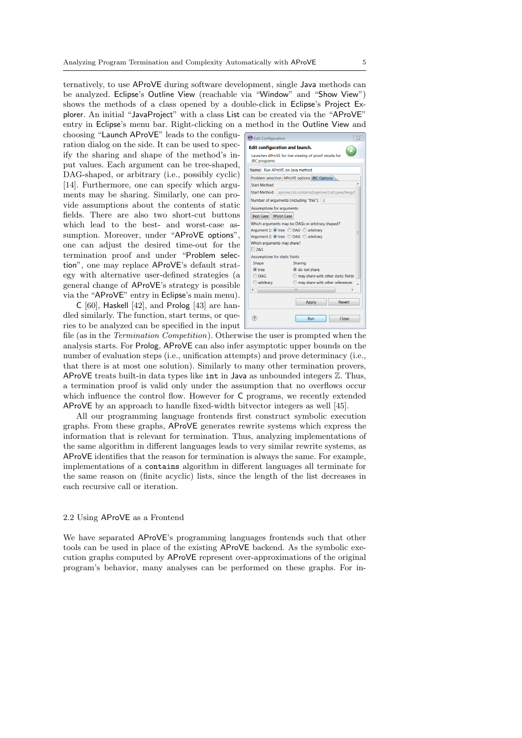ternatively, to use AProVE during software development, single Java methods can be analyzed. Eclipse's Outline View (reachable via "Window" and "Show View") shows the methods of a class opened by a double-click in Eclipse's Project Explorer. An initial "JavaProject" with a class List can be created via the "AProVE" entry in Eclipse's menu bar. Right-clicking on a method in the Outline View and choosing "Launch AProVE" leads to the configuration dialog on the side. It can be used to specify the sharing and shape of the method's input values. Each argument can be tree-shaped, DAG-shaped, or arbitrary (i.e., possibly cyclic) [14]. Furthermore, one can specify which arguments may be sharing. Similarly, one can provide assumptions about the contents of static fields. There are also two short-cut buttons which lead to the best- and worst-case assumption. Moreover, under "AProVE options", one can adjust the desired time-out for the termination proof and under "Problem selection", one may replace AProVE's default strategy with alternative user-defined strategies (a general change of AProVE's strategy is possible via the "AProVE" entry in Eclipse's main menu).

C [60], Haskell [42], and Prolog [43] are handled similarly. The function, start terms, or queries to be analyzed can be specified in the input file (as in the *Termination Competition*). Otherwise the user is prompted when the analysis starts. For Prolog, AProVE can also infer asymptotic upper bounds on the number of evaluation steps (i.e., unification attempts) and prove determinacy (i.e., that there is at most one solution). Similarly to many other termination provers, AProVE treats built-in data types like `int` in Java as unbounded integers $\mathbb{Z}$. Thus, a termination proof is valid only under the assumption that no overflows occur which influence the control flow. However for C programs, we recently extended AProVE by an approach to handle fixed-width bitvector integers as well [45].

All our programming language frontends first construct symbolic execution graphs. From these graphs, AProVE generates rewrite systems which express the information that is relevant for termination. Thus, analyzing implementations of the same algorithm in different languages leads to very similar rewrite systems, as AProVE identifies that the reason for termination is always the same. For example, implementations of a `contains` algorithm in different languages all terminate for the same reason on (finite acyclic) lists, since the length of the list decreases in each recursive call or iteration.

## 2.2 Using AProVE as a Frontend

We have separated AProVE's programming languages frontends such that other tools can be used in place of the existing AProVE backend. As the symbolic execution graphs computed by AProVE represent over-approximations of the original program's behavior, many analyses can be performed on these graphs. For in-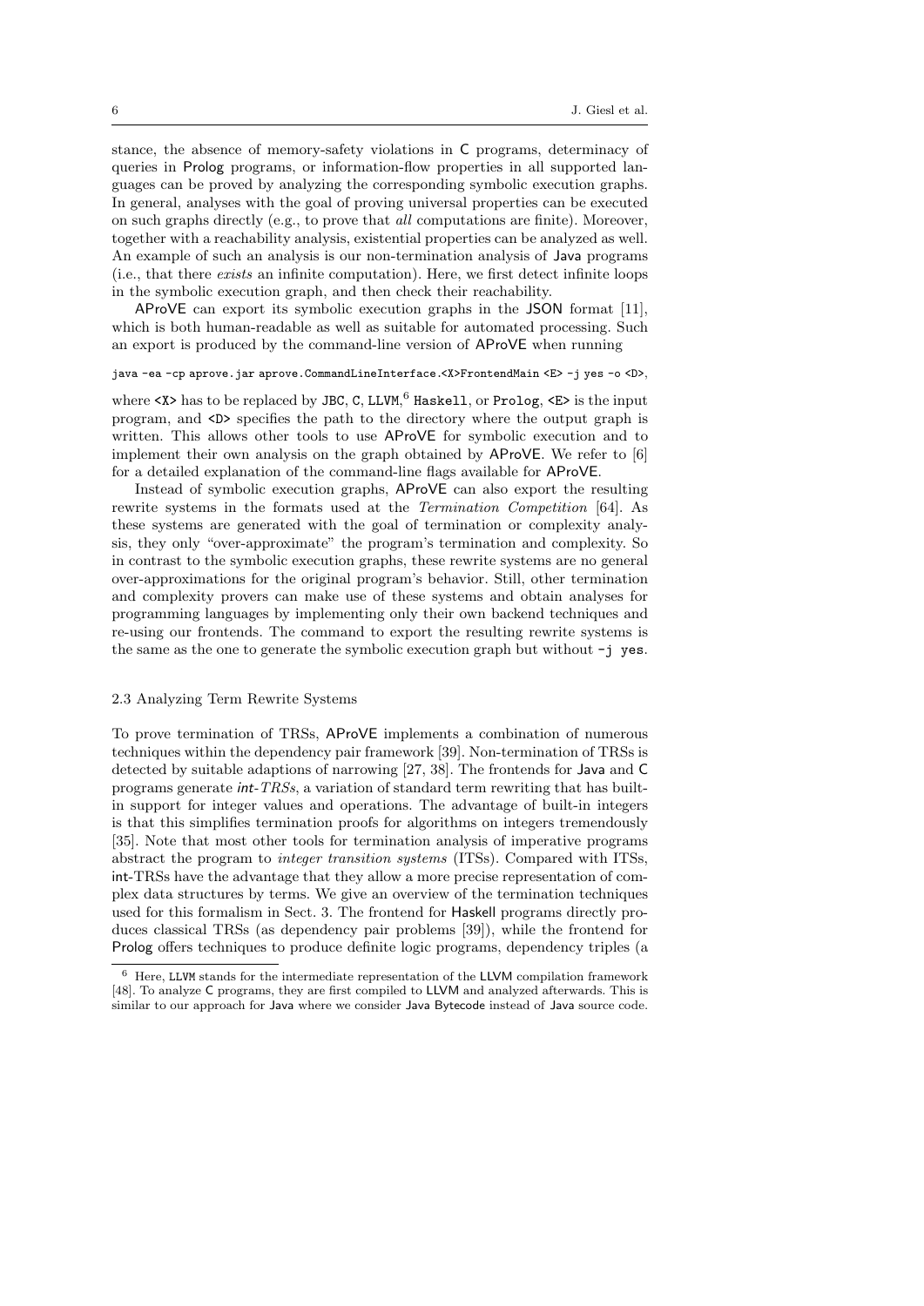stance, the absence of memory-safety violations in C programs, determinacy of queries in Prolog programs, or information-flow properties in all supported languages can be proved by analyzing the corresponding symbolic execution graphs. In general, analyses with the goal of proving universal properties can be executed on such graphs directly (e.g., to prove that *all* computations are finite). Moreover, together with a reachability analysis, existential properties can be analyzed as well. An example of such an analysis is our non-termination analysis of Java programs (i.e., that there *exists* an infinite computation). Here, we first detect infinite loops in the symbolic execution graph, and then check their reachability.

AProVE can export its symbolic execution graphs in the JSON format [11], which is both human-readable as well as suitable for automated processing. Such an export is produced by the command-line version of AProVE when running

```
java -ea -cp aprove.jar aprove.CommandLineInterface.<X>FrontendMain <E> -j yes -o <D>,
```

where `<X>` has to be replaced by `JBC`, `C`, `LLVM`,[6] `Haskell`, or `Prolog`, `<E>` is the input program, and `<D>` specifies the path to the directory where the output graph is written. This allows other tools to use AProVE for symbolic execution and to implement their own analysis on the graph obtained by AProVE. We refer to [6] for a detailed explanation of the command-line flags available for AProVE.

Instead of symbolic execution graphs, AProVE can also export the resulting rewrite systems in the formats used at the *Termination Competition* [64]. As these systems are generated with the goal of termination or complexity analysis, they only "over-approximate" the program's termination and complexity. So in contrast to the symbolic execution graphs, these rewrite systems are no general over-approximations for the original program's behavior. Still, other termination and complexity provers can make use of these systems and obtain analyses for programming languages by implementing only their own backend techniques and re-using our frontends. The command to export the resulting rewrite systems is the same as the one to generate the symbolic execution graph but without `-j yes`.

### 2.3 Analyzing Term Rewrite Systems

To prove termination of TRSs, AProVE implements a combination of numerous techniques within the dependency pair framework [39]. Non-termination of TRSs is detected by suitable adaptions of narrowing [27, 38]. The frontends for Java and C programs generate *int-TRSs*, a variation of standard term rewriting that has built-in support for integer values and operations. The advantage of built-in integers is that this simplifies termination proofs for algorithms on integers tremendously [35]. Note that most other tools for termination analysis of imperative programs abstract the program to *integer transition systems* (ITSs). Compared with ITSs, int-TRSs have the advantage that they allow a more precise representation of complex data structures by terms. We give an overview of the termination techniques used for this formalism in Sect. 3. The frontend for Haskell programs directly produces classical TRSs (as dependency pair problems [39]), while the frontend for Prolog offers techniques to produce definite logic programs, dependency triples (a

[6] Here, LLVM stands for the intermediate representation of the LLVM compilation framework [48]. To analyze C programs, they are first compiled to LLVM and analyzed afterwards. This is similar to our approach for Java where we consider Java Bytecode instead of Java source code.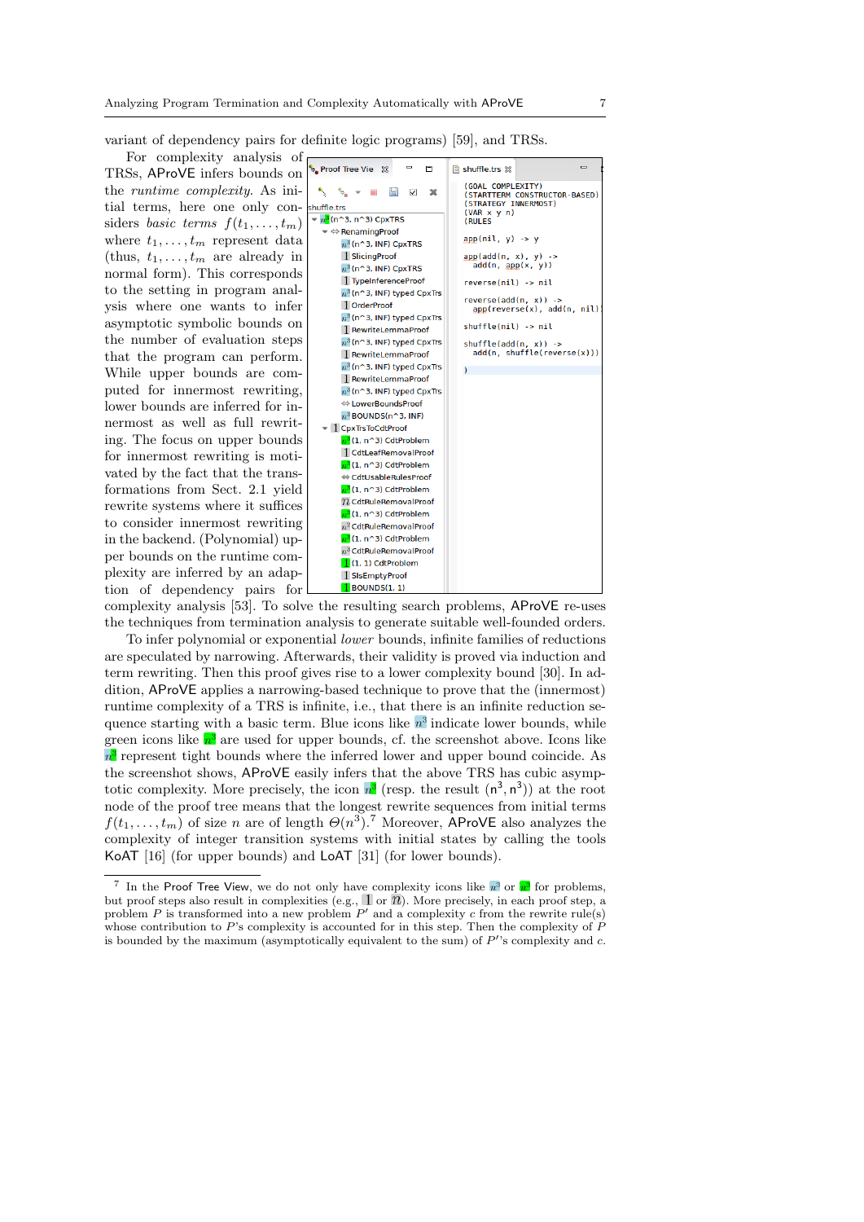variant of dependency pairs for definite logic programs) [59], and TRSs.

For complexity analysis of TRSs, AProVE infers bounds on the *runtime complexity*. As initial terms, here one only considers *basic terms* $f(t_1, \ldots, t_m)$ where $t_1, \ldots, t_m$ represent data (thus, $t_1, \ldots, t_m$ are already in normal form). This corresponds to the setting in program analysis where one wants to infer asymptotic symbolic bounds on the number of evaluation steps that the program can perform. While upper bounds are computed for innermost rewriting, lower bounds are inferred for innermost as well as full rewriting. The focus on upper bounds for innermost rewriting is motivated by the fact that the transformations from Sect. 2.1 yield rewrite systems where it suffices to consider innermost rewriting in the backend. (Polynomial) upper bounds on the runtime complexity are inferred by an adaption of dependency pairs for complexity analysis [53]. To solve the resulting search problems, AProVE re-uses the techniques from termination analysis to generate suitable well-founded orders.

Proof Tree View

shuffle.trs

(n^3, n^3) CpxTRS
RenamingProof
(n^3, INF) CpxTRS
SlicingProof
(n^3, INF) CpxTRS
TypeInferenceProof
(n^3, INF) typed CpxTrs
OrderProof
(n^3, INF) typed CpxTrs
RewriteLemmaProof
(n^3, INF) typed CpxTrs
RewriteLemmaProof
(n^3, INF) typed CpxTrs
RewriteLemmaProof
(n^3, INF) typed CpxTrs
LowerBoundsProof
BOUNDS(n^3, INF)
CpxTrsToCdtProof
(1, n^3) CdtProblem
CdtLeafRemovalProof
(1, n^3) CdtProblem
CdtUsableRulesProof
(1, n^3) CdtProblem
CdtRuleRemovalProof
(1, n^3) CdtProblem
CdtRuleRemovalProof
(1, n^3) CdtProblem
CdtRuleRemovalProof
(1, 1) CdtProblem
SIsEmptyProof
BOUNDS(1, 1)

shuffle.trs

```
(GOAL COMPLEXITY)
(STARTTERM CONSTRUCTOR-BASED)
(STRATEGY INNERMOST)
(VAR x y n)
(RULES

app(nil, y) -> y

app(add(n, x), y) ->
  add(n, app(x, y))

reverse(nil) -> nil

reverse(add(n, x)) ->
  app(reverse(x), add(n, nil))

shuffle(nil) -> nil

shuffle(add(n, x)) ->
  add(n, shuffle(reverse(x)))

)
```

To infer polynomial or exponential *lower* bounds, infinite families of reductions are speculated by narrowing. Afterwards, their validity is proved via induction and term rewriting. Then this proof gives rise to a lower complexity bound [30]. In addition, AProVE applies a narrowing-based technique to prove that the (innermost) runtime complexity of a TRS is infinite, i.e., that there is an infinite reduction sequence starting with a basic term. Blue icons like $n^3$ indicate lower bounds, while green icons like $n^3$ are used for upper bounds, cf. the screenshot above. Icons like $n^3$ represent tight bounds where the inferred lower and upper bound coincide. As the screenshot shows, AProVE easily infers that the above TRS has cubic asymptotic complexity. More precisely, the icon $n^3$ (resp. the result $(n^3, n^3)$) at the root node of the proof tree means that the longest rewrite sequences from initial terms $f(t_1, \ldots, t_m)$ of size $n$ are of length $\Theta(n^3)$.[7] Moreover, AProVE also analyzes the complexity of integer transition systems with initial states by calling the tools KoAT [16] (for upper bounds) and LoAT [31] (for lower bounds).

---

[7] In the Proof Tree View, we do not only have complexity icons like $n^3$ or $n^3$ for problems, but proof steps also result in complexities (e.g., 1 or $n$). More precisely, in each proof step, a problem $P$ is transformed into a new problem $P'$ and a complexity $c$ from the rewrite rule(s) whose contribution to $P$'s complexity is accounted for in this step. Then the complexity of $P$ is bounded by the maximum (asymptotically equivalent to the sum) of $P'$'s complexity and $c$.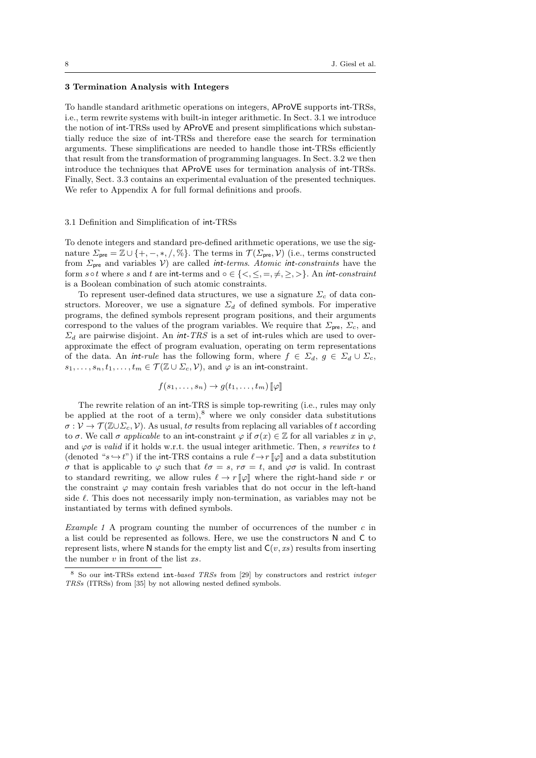## 3 Termination Analysis with Integers

To handle standard arithmetic operations on integers, AProVE supports int-TRSs, i.e., term rewrite systems with built-in integer arithmetic. In Sect. 3.1 we introduce the notion of int-TRSs used by AProVE and present simplifications which substantially reduce the size of int-TRSs and therefore ease the search for termination arguments. These simplifications are needed to handle those int-TRSs efficiently that result from the transformation of programming languages. In Sect. 3.2 we then introduce the techniques that AProVE uses for termination analysis of int-TRSs. Finally, Sect. 3.3 contains an experimental evaluation of the presented techniques. We refer to Appendix A for full formal definitions and proofs.

### 3.1 Definition and Simplification of int-TRSs

To denote integers and standard pre-defined arithmetic operations, we use the signature $\Sigma_{\mathsf{pre}} = \mathbb{Z} \cup \{+, -, *, /, \%\}$. The terms in $\mathcal{T}(\Sigma_{\mathsf{pre}}, \mathcal{V})$ (i.e., terms constructed from $\Sigma_{\mathsf{pre}}$ and variables $\mathcal{V}$) are called *int-terms*. *Atomic int-constraints* have the form $s \circ t$ where $s$ and $t$ are int-terms and $\circ \in \{<, \leq, =, \neq, \geq, >\}$. An *int-constraint* is a Boolean combination of such atomic constraints.

To represent user-defined data structures, we use a signature $\Sigma_c$ of data constructors. Moreover, we use a signature $\Sigma_d$ of defined symbols. For imperative programs, the defined symbols represent program positions, and their arguments correspond to the values of the program variables. We require that $\Sigma_{\mathsf{pre}}$, $\Sigma_c$, and $\Sigma_d$ are pairwise disjoint. An *int-TRS* is a set of int-rules which are used to over-approximate the effect of program evaluation, operating on term representations of the data. An *int-rule* has the following form, where $f \in \Sigma_d$, $g \in \Sigma_d \cup \Sigma_c$, $s_1, \ldots, s_n, t_1, \ldots, t_m \in \mathcal{T}(\mathbb{Z} \cup \Sigma_c, \mathcal{V})$, and $\varphi$ is an int-constraint.

$$f(s_1, \ldots, s_n) \to g(t_1, \ldots, t_m) \llbracket \varphi \rrbracket$$

The rewrite relation of an int-TRS is simple top-rewriting (i.e., rules may only be applied at the root of a term),[8] where we only consider data substitutions $\sigma : \mathcal{V} \to \mathcal{T}(\mathbb{Z} \cup \Sigma_c, \mathcal{V})$. As usual, $t\sigma$ results from replacing all variables of $t$ according to $\sigma$. We call $\sigma$ *applicable* to an int-constraint $\varphi$ if $\sigma(x) \in \mathbb{Z}$ for all variables $x$ in $\varphi$, and $\varphi\sigma$ is *valid* if it holds w.r.t. the usual integer arithmetic. Then, $s$ *rewrites* to $t$ (denoted "$s \hookrightarrow t$") if the int-TRS contains a rule $\ell \to r \llbracket \varphi \rrbracket$ and a data substitution $\sigma$ that is applicable to $\varphi$ such that $\ell\sigma = s$, $r\sigma = t$, and $\varphi\sigma$ is valid. In contrast to standard rewriting, we allow rules $\ell \to r \llbracket \varphi \rrbracket$ where the right-hand side $r$ or the constraint $\varphi$ may contain fresh variables that do not occur in the left-hand side $\ell$. This does not necessarily imply non-termination, as variables may not be instantiated by terms with defined symbols.

*Example 1* A program counting the number of occurrences of the number $c$ in a list could be represented as follows. Here, we use the constructors N and C to represent lists, where N stands for the empty list and $\mathsf{C}(v, xs)$ results from inserting the number $v$ in front of the list $xs$.

[8] So our int-TRSs extend int*-based TRSs* from [29] by constructors and restrict *integer TRSs* (ITRSs) from [35] by not allowing nested defined symbols.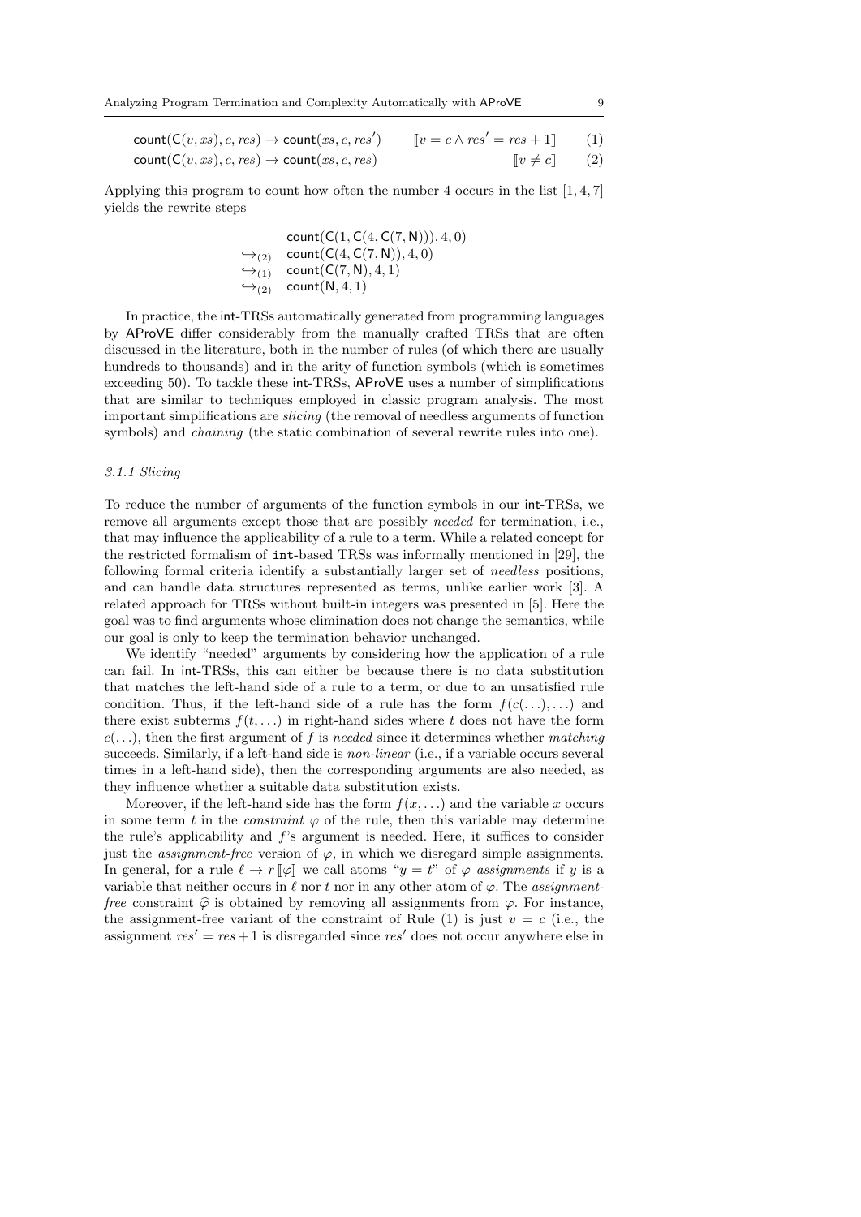$$\mathsf{count}(\mathsf{C}(v, xs), c, res) \to \mathsf{count}(xs, c, res') \qquad [\![v = c \land res' = res + 1]\!] \qquad (1)$$

$$\mathsf{count}(\mathsf{C}(v, xs), c, res) \to \mathsf{count}(xs, c, res) \qquad [\![v \neq c]\!] \qquad (2)$$

Applying this program to count how often the number 4 occurs in the list $[1, 4, 7]$ yields the rewrite steps

$$\begin{array}{ll} & \mathsf{count}(\mathsf{C}(1, \mathsf{C}(4, \mathsf{C}(7, \mathsf{N}))), 4, 0) \\ \hookrightarrow_{(2)} & \mathsf{count}(\mathsf{C}(4, \mathsf{C}(7, \mathsf{N})), 4, 0) \\ \hookrightarrow_{(1)} & \mathsf{count}(\mathsf{C}(7, \mathsf{N}), 4, 1) \\ \hookrightarrow_{(2)} & \mathsf{count}(\mathsf{N}, 4, 1) \end{array}$$

In practice, the int-TRSs automatically generated from programming languages by AProVE differ considerably from the manually crafted TRSs that are often discussed in the literature, both in the number of rules (of which there are usually hundreds to thousands) and in the arity of function symbols (which is sometimes exceeding 50). To tackle these int-TRSs, AProVE uses a number of simplifications that are similar to techniques employed in classic program analysis. The most important simplifications are *slicing* (the removal of needless arguments of function symbols) and *chaining* (the static combination of several rewrite rules into one).

#### *3.1.1 Slicing*

To reduce the number of arguments of the function symbols in our int-TRSs, we remove all arguments except those that are possibly *needed* for termination, i.e., that may influence the applicability of a rule to a term. While a related concept for the restricted formalism of `int`-based TRSs was informally mentioned in [29], the following formal criteria identify a substantially larger set of *needless* positions, and can handle data structures represented as terms, unlike earlier work [3]. A related approach for TRSs without built-in integers was presented in [5]. Here the goal was to find arguments whose elimination does not change the semantics, while our goal is only to keep the termination behavior unchanged.

We identify "needed" arguments by considering how the application of a rule can fail. In int-TRSs, this can either be because there is no data substitution that matches the left-hand side of a rule to a term, or due to an unsatisfied rule condition. Thus, if the left-hand side of a rule has the form $f(c(\ldots), \ldots)$ and there exist subterms $f(t, \ldots)$ in right-hand sides where $t$ does not have the form $c(\ldots)$, then the first argument of $f$ is *needed* since it determines whether *matching* succeeds. Similarly, if a left-hand side is *non-linear* (i.e., if a variable occurs several times in a left-hand side), then the corresponding arguments are also needed, as they influence whether a suitable data substitution exists.

Moreover, if the left-hand side has the form $f(x, \ldots)$ and the variable $x$ occurs in some term $t$ in the *constraint* $\varphi$ of the rule, then this variable may determine the rule's applicability and $f$'s argument is needed. Here, it suffices to consider just the *assignment-free* version of $\varphi$, in which we disregard simple assignments. In general, for a rule $\ell \to r\,[\![\varphi]\!]$ we call atoms "$y = t$" of $\varphi$ *assignments* if $y$ is a variable that neither occurs in $\ell$ nor $t$ nor in any other atom of $\varphi$. The *assignment-free* constraint $\widehat{\varphi}$ is obtained by removing all assignments from $\varphi$. For instance, the assignment-free variant of the constraint of Rule (1) is just $v = c$ (i.e., the assignment $res' = res + 1$ is disregarded since $res'$ does not occur anywhere else in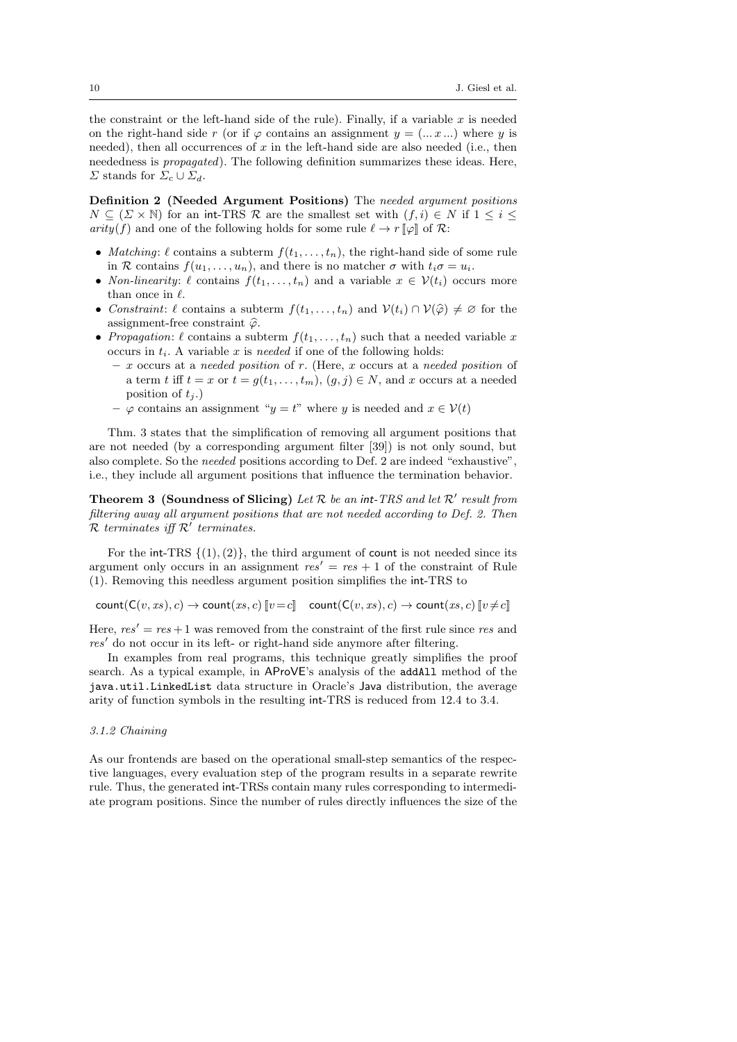the constraint or the left-hand side of the rule). Finally, if a variable $x$ is needed on the right-hand side $r$ (or if $\varphi$ contains an assignment $y = (\dots x \dots)$ where $y$ is needed), then all occurrences of $x$ in the left-hand side are also needed (i.e., then neededness is *propagated*). The following definition summarizes these ideas. Here, $\Sigma$ stands for $\Sigma_c \cup \Sigma_d$.

**Definition 2 (Needed Argument Positions)** The *needed argument positions* $N \subseteq (\Sigma \times \mathbb{N})$ for an int-TRS $\mathcal{R}$ are the smallest set with $(f, i) \in N$ if $1 \leq i \leq$ *arity*$(f)$ and one of the following holds for some rule $\ell \to r \llbracket \varphi \rrbracket$ of $\mathcal{R}$:

- *Matching*: $\ell$ contains a subterm $f(t_1, \dots, t_n)$, the right-hand side of some rule in $\mathcal{R}$ contains $f(u_1, \dots, u_n)$, and there is no matcher $\sigma$ with $t_i\sigma = u_i$.
- *Non-linearity*: $\ell$ contains $f(t_1, \dots, t_n)$ and a variable $x \in \mathcal{V}(t_i)$ occurs more than once in $\ell$.
- *Constraint*: $\ell$ contains a subterm $f(t_1, \dots, t_n)$ and $\mathcal{V}(t_i) \cap \mathcal{V}(\widehat{\varphi}) \neq \varnothing$ for the assignment-free constraint $\widehat{\varphi}$.
- *Propagation*: $\ell$ contains a subterm $f(t_1, \dots, t_n)$ such that a needed variable $x$ occurs in $t_i$. A variable $x$ is *needed* if one of the following holds:
  - $x$ occurs at a *needed position* of $r$. (Here, $x$ occurs at a *needed position* of a term $t$ iff $t = x$ or $t = g(t_1, \dots, t_m)$, $(g, j) \in N$, and $x$ occurs at a needed position of $t_j$.)
  - $\varphi$ contains an assignment "$y = t$" where $y$ is needed and $x \in \mathcal{V}(t)$

Thm. 3 states that the simplification of removing all argument positions that are not needed (by a corresponding argument filter [39]) is not only sound, but also complete. So the *needed* positions according to Def. 2 are indeed "exhaustive", i.e., they include all argument positions that influence the termination behavior.

**Theorem 3 (Soundness of Slicing)** *Let $\mathcal{R}$ be an int-TRS and let $\mathcal{R}'$ result from filtering away all argument positions that are not needed according to Def. 2. Then $\mathcal{R}$ terminates iff $\mathcal{R}'$ terminates.*

For the int-TRS $\{(1), (2)\}$, the third argument of count is not needed since its argument only occurs in an assignment $res' = res + 1$ of the constraint of Rule (1). Removing this needless argument position simplifies the int-TRS to

$$\mathsf{count}(\mathsf{C}(v, xs), c) \to \mathsf{count}(xs, c) \llbracket v = c \rrbracket \quad \mathsf{count}(\mathsf{C}(v, xs), c) \to \mathsf{count}(xs, c) \llbracket v \neq c \rrbracket$$

Here, $res' = res + 1$ was removed from the constraint of the first rule since $res$ and $res'$ do not occur in its left- or right-hand side anymore after filtering.

In examples from real programs, this technique greatly simplifies the proof search. As a typical example, in AProVE's analysis of the `addAll` method of the `java.util.LinkedList` data structure in Oracle's Java distribution, the average arity of function symbols in the resulting int-TRS is reduced from 12.4 to 3.4.

#### 3.1.2 Chaining

As our frontends are based on the operational small-step semantics of the respective languages, every evaluation step of the program results in a separate rewrite rule. Thus, the generated int-TRSs contain many rules corresponding to intermediate program positions. Since the number of rules directly influences the size of the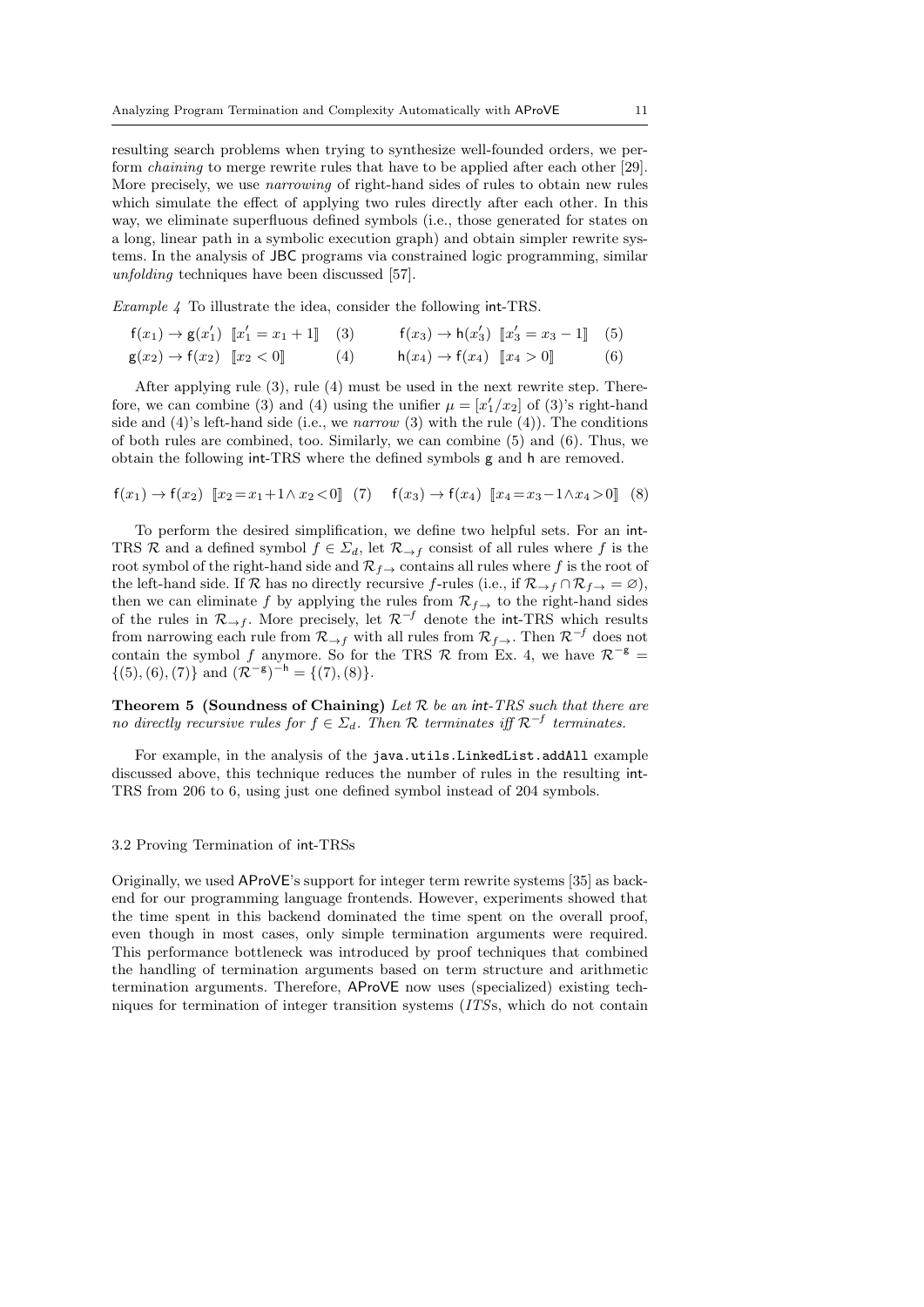resulting search problems when trying to synthesize well-founded orders, we perform *chaining* to merge rewrite rules that have to be applied after each other [29]. More precisely, we use *narrowing* of right-hand sides of rules to obtain new rules which simulate the effect of applying two rules directly after each other. In this way, we eliminate superfluous defined symbols (i.e., those generated for states on a long, linear path in a symbolic execution graph) and obtain simpler rewrite systems. In the analysis of JBC programs via constrained logic programming, similar *unfolding* techniques have been discussed [57].

*Example 4* To illustrate the idea, consider the following int-TRS.

$$\mathsf{f}(x_1) \to \mathsf{g}(x_1') \;\; [\![x_1' = x_1 + 1]\!] \quad (3) \qquad \mathsf{f}(x_3) \to \mathsf{h}(x_3') \;\; [\![x_3' = x_3 - 1]\!] \quad (5)$$

$$\mathsf{g}(x_2) \to \mathsf{f}(x_2) \;\; [\![x_2 < 0]\!] \quad (4) \qquad \mathsf{h}(x_4) \to \mathsf{f}(x_4) \;\; [\![x_4 > 0]\!] \quad (6)$$

After applying rule (3), rule (4) must be used in the next rewrite step. Therefore, we can combine (3) and (4) using the unifier $\mu = [x_1'/x_2]$ of (3)'s right-hand side and (4)'s left-hand side (i.e., we *narrow* (3) with the rule (4)). The conditions of both rules are combined, too. Similarly, we can combine (5) and (6). Thus, we obtain the following int-TRS where the defined symbols $\mathsf{g}$ and $\mathsf{h}$ are removed.

$$\mathsf{f}(x_1) \to \mathsf{f}(x_2) \;\; [\![x_2 = x_1 + 1 \wedge x_2 < 0]\!] \quad (7) \qquad \mathsf{f}(x_3) \to \mathsf{f}(x_4) \;\; [\![x_4 = x_3 - 1 \wedge x_4 > 0]\!] \quad (8)$$

To perform the desired simplification, we define two helpful sets. For an int-TRS $\mathcal{R}$ and a defined symbol $f \in \Sigma_d$, let $\mathcal{R}_{\to f}$ consist of all rules where $f$ is the root symbol of the right-hand side and $\mathcal{R}_{f\to}$ contains all rules where $f$ is the root of the left-hand side. If $\mathcal{R}$ has no directly recursive $f$-rules (i.e., if $\mathcal{R}_{\to f} \cap \mathcal{R}_{f\to} = \varnothing$), then we can eliminate $f$ by applying the rules from $\mathcal{R}_{f\to}$ to the right-hand sides of the rules in $\mathcal{R}_{\to f}$. More precisely, let $\mathcal{R}^{-f}$ denote the int-TRS which results from narrowing each rule from $\mathcal{R}_{\to f}$ with all rules from $\mathcal{R}_{f\to}$. Then $\mathcal{R}^{-f}$ does not contain the symbol $f$ anymore. So for the TRS $\mathcal{R}$ from Ex. 4, we have $\mathcal{R}^{-\mathsf{g}} = \{(5), (6), (7)\}$ and $(\mathcal{R}^{-\mathsf{g}})^{-\mathsf{h}} = \{(7), (8)\}$.

**Theorem 5 (Soundness of Chaining)** *Let $\mathcal{R}$ be an int-TRS such that there are no directly recursive rules for $f \in \Sigma_d$. Then $\mathcal{R}$ terminates iff $\mathcal{R}^{-f}$ terminates.*

For example, in the analysis of the `java.utils.LinkedList.addAll` example discussed above, this technique reduces the number of rules in the resulting int-TRS from 206 to 6, using just one defined symbol instead of 204 symbols.

### 3.2 Proving Termination of int-TRSs

Originally, we used AProVE's support for integer term rewrite systems [35] as backend for our programming language frontends. However, experiments showed that the time spent in this backend dominated the time spent on the overall proof, even though in most cases, only simple termination arguments were required. This performance bottleneck was introduced by proof techniques that combined the handling of termination arguments based on term structure and arithmetic termination arguments. Therefore, AProVE now uses (specialized) existing techniques for termination of integer transition systems (*ITS*s, which do not contain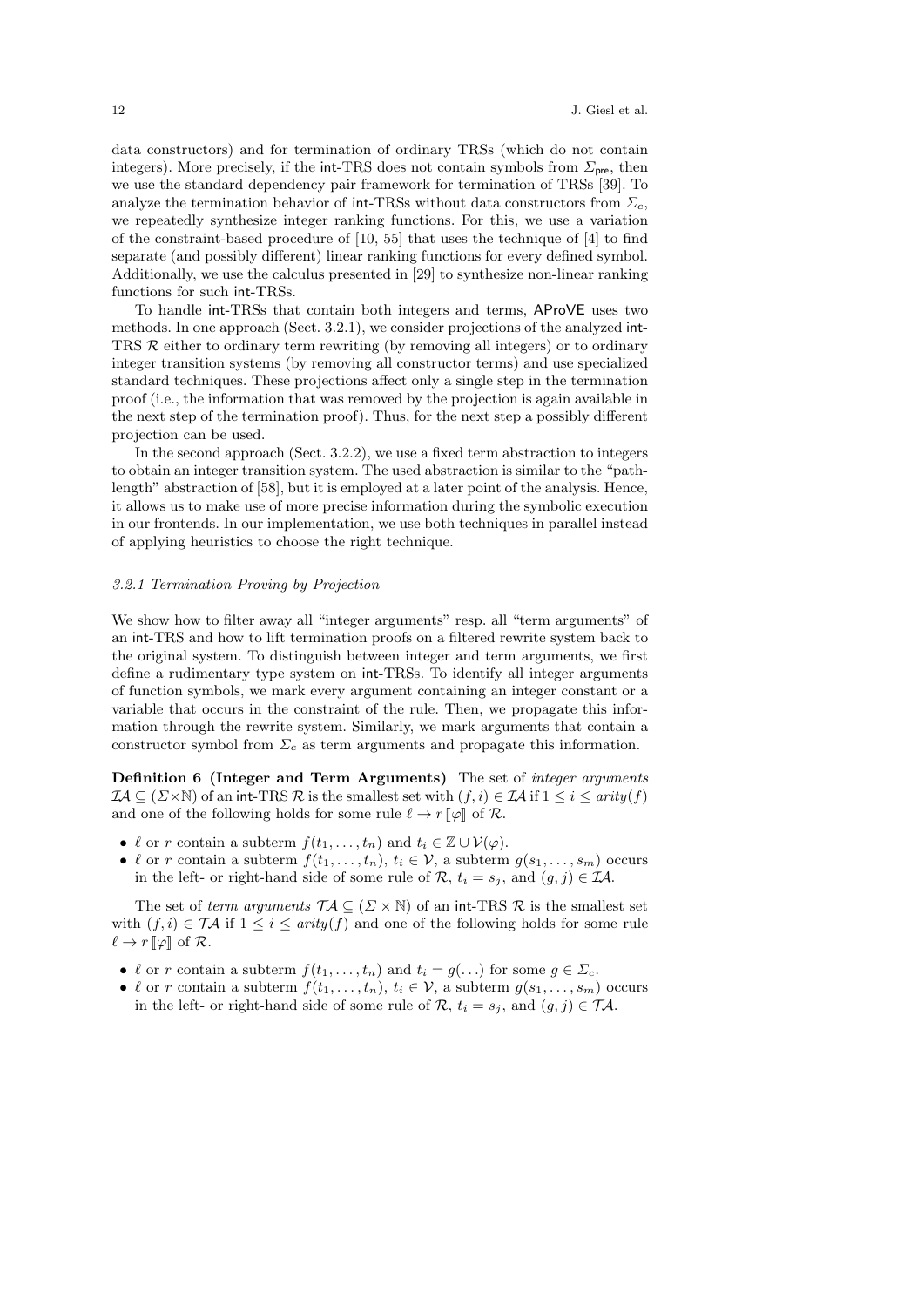data constructors) and for termination of ordinary TRSs (which do not contain integers). More precisely, if the int-TRS does not contain symbols from $\Sigma_{\mathsf{pre}}$, then we use the standard dependency pair framework for termination of TRSs [39]. To analyze the termination behavior of int-TRSs without data constructors from $\Sigma_c$, we repeatedly synthesize integer ranking functions. For this, we use a variation of the constraint-based procedure of [10, 55] that uses the technique of [4] to find separate (and possibly different) linear ranking functions for every defined symbol. Additionally, we use the calculus presented in [29] to synthesize non-linear ranking functions for such int-TRSs.

To handle int-TRSs that contain both integers and terms, AProVE uses two methods. In one approach (Sect. 3.2.1), we consider projections of the analyzed int-TRS $\mathcal{R}$ either to ordinary term rewriting (by removing all integers) or to ordinary integer transition systems (by removing all constructor terms) and use specialized standard techniques. These projections affect only a single step in the termination proof (i.e., the information that was removed by the projection is again available in the next step of the termination proof). Thus, for the next step a possibly different projection can be used.

In the second approach (Sect. 3.2.2), we use a fixed term abstraction to integers to obtain an integer transition system. The used abstraction is similar to the "path-length" abstraction of [58], but it is employed at a later point of the analysis. Hence, it allows us to make use of more precise information during the symbolic execution in our frontends. In our implementation, we use both techniques in parallel instead of applying heuristics to choose the right technique.

### *3.2.1 Termination Proving by Projection*

We show how to filter away all "integer arguments" resp. all "term arguments" of an int-TRS and how to lift termination proofs on a filtered rewrite system back to the original system. To distinguish between integer and term arguments, we first define a rudimentary type system on int-TRSs. To identify all integer arguments of function symbols, we mark every argument containing an integer constant or a variable that occurs in the constraint of the rule. Then, we propagate this information through the rewrite system. Similarly, we mark arguments that contain a constructor symbol from $\Sigma_c$ as term arguments and propagate this information.

**Definition 6 (Integer and Term Arguments)** The set of *integer arguments* $\mathcal{IA} \subseteq (\Sigma \times \mathbb{N})$ of an int-TRS $\mathcal{R}$ is the smallest set with $(f, i) \in \mathcal{IA}$ if $1 \leq i \leq \mathit{arity}(f)$ and one of the following holds for some rule $\ell \to r\,[\![\varphi]\!]$ of $\mathcal{R}$.

- $\ell$ or $r$ contain a subterm $f(t_1, \ldots, t_n)$ and $t_i \in \mathbb{Z} \cup \mathcal{V}(\varphi)$.
- $\ell$ or $r$ contain a subterm $f(t_1, \ldots, t_n)$, $t_i \in \mathcal{V}$, a subterm $g(s_1, \ldots, s_m)$ occurs in the left- or right-hand side of some rule of $\mathcal{R}$, $t_i = s_j$, and $(g, j) \in \mathcal{IA}$.

The set of *term arguments* $\mathcal{TA} \subseteq (\Sigma \times \mathbb{N})$ of an int-TRS $\mathcal{R}$ is the smallest set with $(f, i) \in \mathcal{TA}$ if $1 \leq i \leq \mathit{arity}(f)$ and one of the following holds for some rule $\ell \to r\,[\![\varphi]\!]$ of $\mathcal{R}$.

- $\ell$ or $r$ contain a subterm $f(t_1, \ldots, t_n)$ and $t_i = g(\ldots)$ for some $g \in \Sigma_c$.
- $\ell$ or $r$ contain a subterm $f(t_1, \ldots, t_n)$, $t_i \in \mathcal{V}$, a subterm $g(s_1, \ldots, s_m)$ occurs in the left- or right-hand side of some rule of $\mathcal{R}$, $t_i = s_j$, and $(g, j) \in \mathcal{TA}$.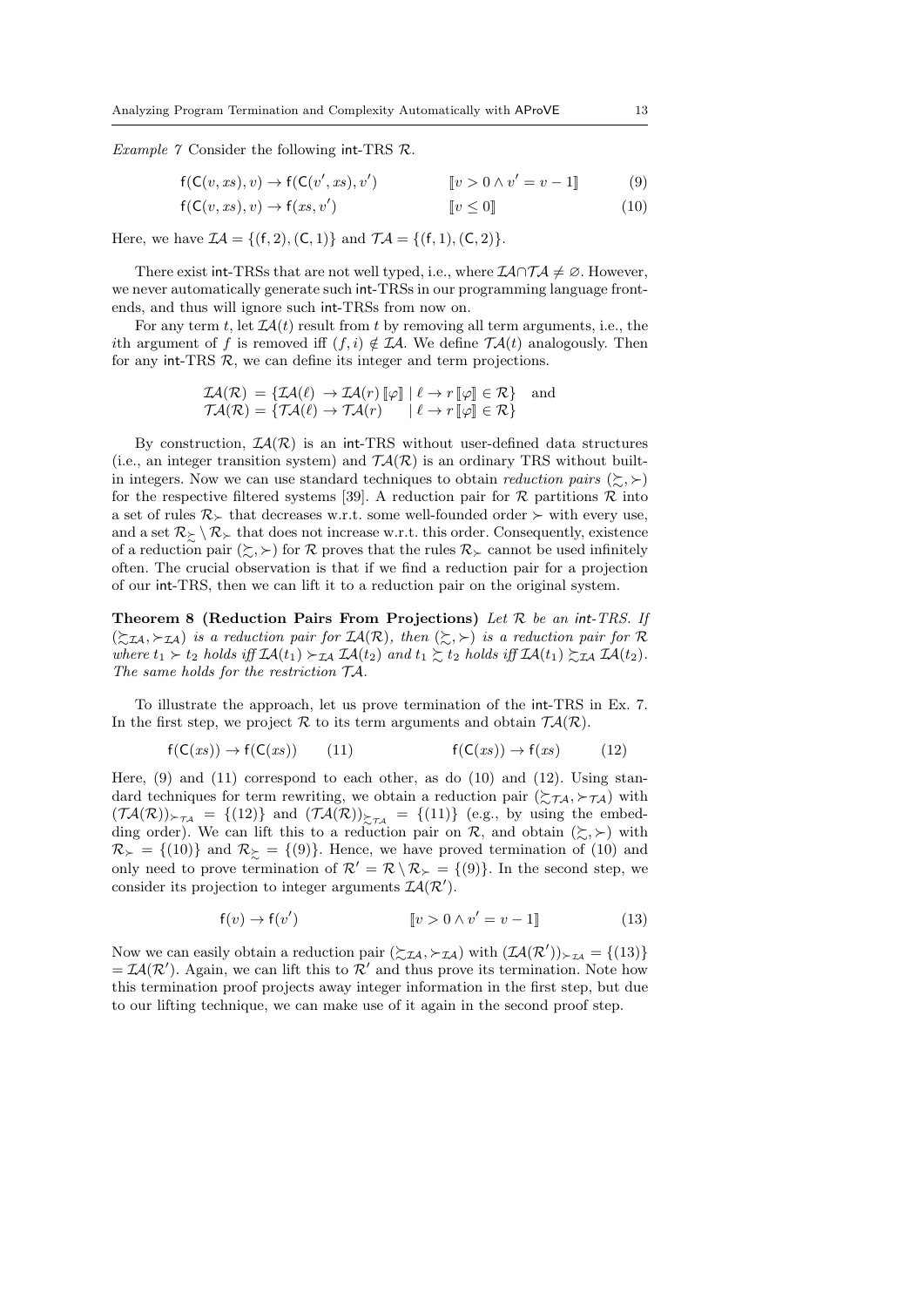*Example 7* Consider the following int-TRS $\mathcal{R}$.

$$\mathsf{f}(\mathsf{C}(v, xs), v) \to \mathsf{f}(\mathsf{C}(v', xs), v') \qquad [\![v > 0 \wedge v' = v - 1]\!] \tag{9}$$

$$\mathsf{f}(\mathsf{C}(v, xs), v) \to \mathsf{f}(xs, v') \qquad [\![v \leq 0]\!] \tag{10}$$

Here, we have $\mathcal{IA} = \{(\mathsf{f}, 2), (\mathsf{C}, 1)\}$ and $\mathcal{TA} = \{(\mathsf{f}, 1), (\mathsf{C}, 2)\}$.

There exist int-TRSs that are not well typed, i.e., where $\mathcal{IA} \cap \mathcal{TA} \neq \varnothing$. However, we never automatically generate such int-TRSs in our programming language front-ends, and thus will ignore such int-TRSs from now on.

For any term $t$, let $\mathcal{IA}(t)$ result from $t$ by removing all term arguments, i.e., the $i$th argument of $f$ is removed iff $(f, i) \notin \mathcal{IA}$. We define $\mathcal{TA}(t)$ analogously. Then for any int-TRS $\mathcal{R}$, we can define its integer and term projections.

$$\begin{aligned} \mathcal{IA}(\mathcal{R}) &= \{\mathcal{IA}(\ell) \to \mathcal{IA}(r)\, [\![\varphi]\!] \mid \ell \to r\, [\![\varphi]\!] \in \mathcal{R}\} \quad \text{and} \\ \mathcal{TA}(\mathcal{R}) &= \{\mathcal{TA}(\ell) \to \mathcal{TA}(r) \qquad \mid \ell \to r\, [\![\varphi]\!] \in \mathcal{R}\} \end{aligned}$$

By construction, $\mathcal{IA}(\mathcal{R})$ is an int-TRS without user-defined data structures (i.e., an integer transition system) and $\mathcal{TA}(\mathcal{R})$ is an ordinary TRS without built-in integers. Now we can use standard techniques to obtain *reduction pairs* $(\succsim, \succ)$ for the respective filtered systems [39]. A reduction pair for $\mathcal{R}$ partitions $\mathcal{R}$ into a set of rules $\mathcal{R}_\succ$ that decreases w.r.t. some well-founded order $\succ$ with every use, and a set $\mathcal{R}_\succsim \setminus \mathcal{R}_\succ$ that does not increase w.r.t. this order. Consequently, existence of a reduction pair $(\succsim, \succ)$ for $\mathcal{R}$ proves that the rules $\mathcal{R}_\succ$ cannot be used infinitely often. The crucial observation is that if we find a reduction pair for a projection of our int-TRS, then we can lift it to a reduction pair on the original system.

**Theorem 8 (Reduction Pairs From Projections)** *Let $\mathcal{R}$ be an int-TRS. If $(\succsim_{\mathcal{IA}}, \succ_{\mathcal{IA}})$ is a reduction pair for $\mathcal{IA}(\mathcal{R})$, then $(\succsim, \succ)$ is a reduction pair for $\mathcal{R}$ where $t_1 \succ t_2$ holds iff $\mathcal{IA}(t_1) \succ_{\mathcal{IA}} \mathcal{IA}(t_2)$ and $t_1 \succsim t_2$ holds iff $\mathcal{IA}(t_1) \succsim_{\mathcal{IA}} \mathcal{IA}(t_2)$. The same holds for the restriction $\mathcal{TA}$.*

To illustrate the approach, let us prove termination of the int-TRS in Ex. 7. In the first step, we project $\mathcal{R}$ to its term arguments and obtain $\mathcal{TA}(\mathcal{R})$.

$$\mathsf{f}(\mathsf{C}(xs)) \to \mathsf{f}(\mathsf{C}(xs)) \qquad (11) \qquad\qquad \mathsf{f}(\mathsf{C}(xs)) \to \mathsf{f}(xs) \qquad (12)$$

Here, (9) and (11) correspond to each other, as do (10) and (12). Using standard techniques for term rewriting, we obtain a reduction pair $(\succsim_{\mathcal{TA}}, \succ_{\mathcal{TA}})$ with $(\mathcal{TA}(\mathcal{R}))_{\succ_{\mathcal{TA}}} = \{(12)\}$ and $(\mathcal{TA}(\mathcal{R}))_{\succsim_{\mathcal{TA}}} = \{(11)\}$ (e.g., by using the embedding order). We can lift this to a reduction pair on $\mathcal{R}$, and obtain $(\succsim, \succ)$ with $\mathcal{R}_\succ = \{(10)\}$ and $\mathcal{R}_\succsim = \{(9)\}$. Hence, we have proved termination of (10) and only need to prove termination of $\mathcal{R}' = \mathcal{R} \setminus \mathcal{R}_\succ = \{(9)\}$. In the second step, we consider its projection to integer arguments $\mathcal{IA}(\mathcal{R}')$.

$$\mathsf{f}(v) \to \mathsf{f}(v') \qquad [\![v > 0 \wedge v' = v - 1]\!] \tag{13}$$

Now we can easily obtain a reduction pair $(\succsim_{\mathcal{IA}}, \succ_{\mathcal{IA}})$ with $(\mathcal{IA}(\mathcal{R}'))_{\succ_{\mathcal{IA}}} = \{(13)\} = \mathcal{IA}(\mathcal{R}')$. Again, we can lift this to $\mathcal{R}'$ and thus prove its termination. Note how this termination proof projects away integer information in the first step, but due to our lifting technique, we can make use of it again in the second proof step.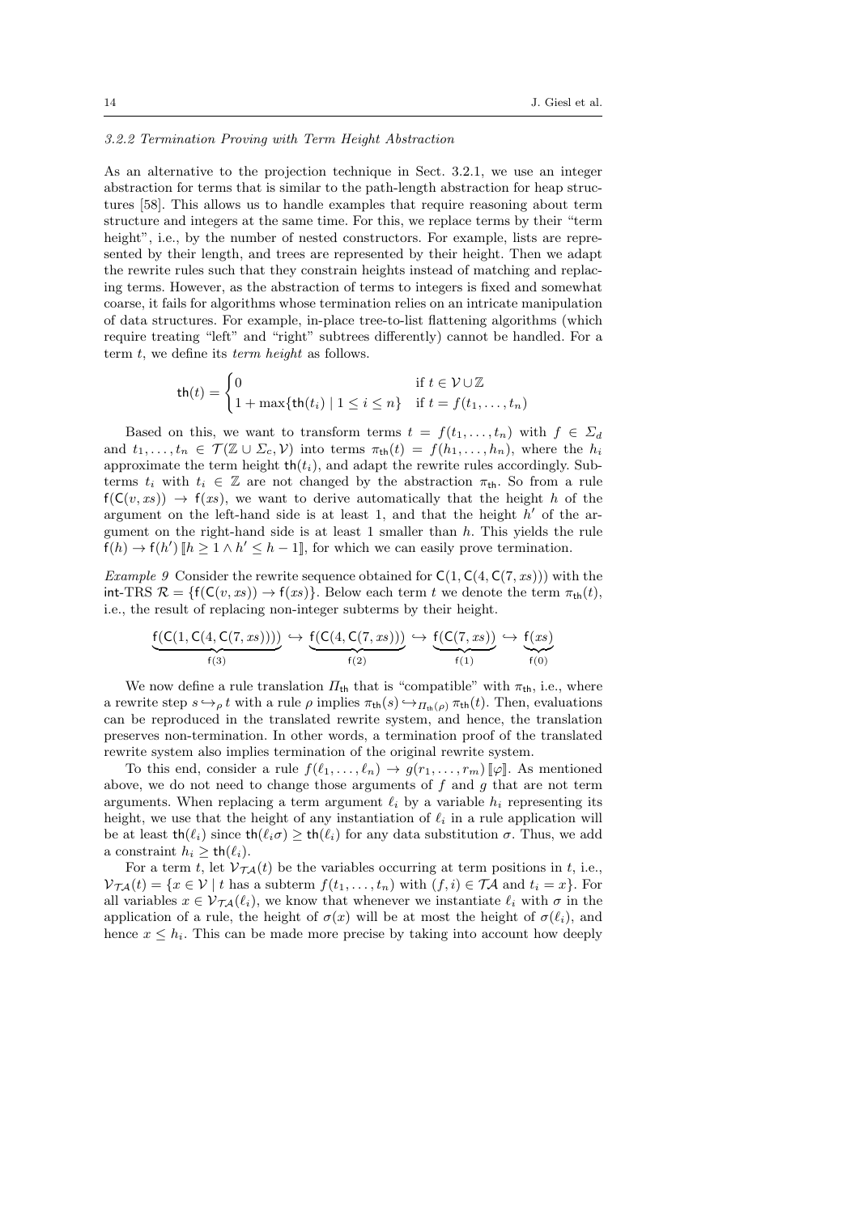### 3.2.2 Termination Proving with Term Height Abstraction

As an alternative to the projection technique in Sect. 3.2.1, we use an integer abstraction for terms that is similar to the path-length abstraction for heap structures [58]. This allows us to handle examples that require reasoning about term structure and integers at the same time. For this, we replace terms by their "term height", i.e., by the number of nested constructors. For example, lists are represented by their length, and trees are represented by their height. Then we adapt the rewrite rules such that they constrain heights instead of matching and replacing terms. However, as the abstraction of terms to integers is fixed and somewhat coarse, it fails for algorithms whose termination relies on an intricate manipulation of data structures. For example, in-place tree-to-list flattening algorithms (which require treating "left" and "right" subtrees differently) cannot be handled. For a term $t$, we define its *term height* as follows.

$$\mathsf{th}(t) = \begin{cases} 0 & \text{if } t \in \mathcal{V} \cup \mathbb{Z} \\ 1 + \max\{\mathsf{th}(t_i) \mid 1 \leq i \leq n\} & \text{if } t = f(t_1, \ldots, t_n) \end{cases}$$

Based on this, we want to transform terms $t = f(t_1, \ldots, t_n)$ with $f \in \Sigma_d$ and $t_1, \ldots, t_n \in \mathcal{T}(\mathbb{Z} \cup \Sigma_c, \mathcal{V})$ into terms $\pi_{\mathsf{th}}(t) = f(h_1, \ldots, h_n)$, where the $h_i$ approximate the term height $\mathsf{th}(t_i)$, and adapt the rewrite rules accordingly. Subterms $t_i$ with $t_i \in \mathbb{Z}$ are not changed by the abstraction $\pi_{\mathsf{th}}$. So from a rule $\mathsf{f}(\mathsf{C}(v, xs)) \to \mathsf{f}(xs)$, we want to derive automatically that the height $h$ of the argument on the left-hand side is at least 1, and that the height $h'$ of the argument on the right-hand side is at least 1 smaller than $h$. This yields the rule $\mathsf{f}(h) \to \mathsf{f}(h') \llbracket h \geq 1 \wedge h' \leq h - 1 \rrbracket$, for which we can easily prove termination.

*Example 9* Consider the rewrite sequence obtained for $\mathsf{C}(1, \mathsf{C}(4, \mathsf{C}(7, xs)))$ with the int-TRS $\mathcal{R} = \{\mathsf{f}(\mathsf{C}(v, xs)) \to \mathsf{f}(xs)\}$. Below each term $t$ we denote the term $\pi_{\mathsf{th}}(t)$, i.e., the result of replacing non-integer subterms by their height.

$$\underbrace{\mathsf{f}(\mathsf{C}(1, \mathsf{C}(4, \mathsf{C}(7, xs))))}_{\mathsf{f}(3)} \hookrightarrow \underbrace{\mathsf{f}(\mathsf{C}(4, \mathsf{C}(7, xs)))}_{\mathsf{f}(2)} \hookrightarrow \underbrace{\mathsf{f}(\mathsf{C}(7, xs))}_{\mathsf{f}(1)} \hookrightarrow \underbrace{\mathsf{f}(xs)}_{\mathsf{f}(0)}$$

We now define a rule translation $\Pi_{\mathsf{th}}$ that is "compatible" with $\pi_{\mathsf{th}}$, i.e., where a rewrite step $s \hookrightarrow_\rho t$ with a rule $\rho$ implies $\pi_{\mathsf{th}}(s) \hookrightarrow_{\Pi_{\mathsf{th}}(\rho)} \pi_{\mathsf{th}}(t)$. Then, evaluations can be reproduced in the translated rewrite system, and hence, the translation preserves non-termination. In other words, a termination proof of the translated rewrite system also implies termination of the original rewrite system.

To this end, consider a rule $f(\ell_1, \ldots, \ell_n) \to g(r_1, \ldots, r_m) \llbracket \varphi \rrbracket$. As mentioned above, we do not need to change those arguments of $f$ and $g$ that are not term arguments. When replacing a term argument $\ell_i$ by a variable $h_i$ representing its height, we use that the height of any instantiation of $\ell_i$ in a rule application will be at least $\mathsf{th}(\ell_i)$ since $\mathsf{th}(\ell_i \sigma) \geq \mathsf{th}(\ell_i)$ for any data substitution $\sigma$. Thus, we add a constraint $h_i \geq \mathsf{th}(\ell_i)$.

For a term $t$, let $\mathcal{V}_{\mathcal{TA}}(t)$ be the variables occurring at term positions in $t$, i.e., $\mathcal{V}_{\mathcal{TA}}(t) = \{x \in \mathcal{V} \mid t \text{ has a subterm } f(t_1, \ldots, t_n) \text{ with } (f, i) \in \mathcal{TA} \text{ and } t_i = x\}$. For all variables $x \in \mathcal{V}_{\mathcal{TA}}(\ell_i)$, we know that whenever we instantiate $\ell_i$ with $\sigma$ in the application of a rule, the height of $\sigma(x)$ will be at most the height of $\sigma(\ell_i)$, and hence $x \leq h_i$. This can be made more precise by taking into account how deeply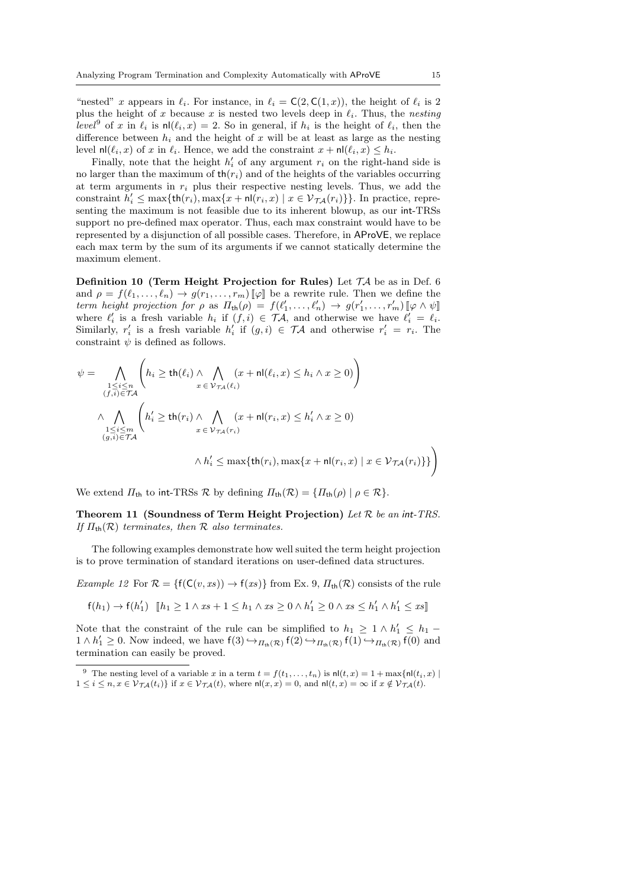"nested" $x$ appears in $\ell_i$. For instance, in $\ell_i = \mathsf{C}(2, \mathsf{C}(1, x))$, the height of $\ell_i$ is 2 plus the height of $x$ because $x$ is nested two levels deep in $\ell_i$. Thus, the *nesting level*[9] of $x$ in $\ell_i$ is $\mathsf{nl}(\ell_i, x) = 2$. So in general, if $h_i$ is the height of $\ell_i$, then the difference between $h_i$ and the height of $x$ will be at least as large as the nesting level $\mathsf{nl}(\ell_i, x)$ of $x$ in $\ell_i$. Hence, we add the constraint $x + \mathsf{nl}(\ell_i, x) \leq h_i$.

Finally, note that the height $h'_i$ of any argument $r_i$ on the right-hand side is no larger than the maximum of $\mathsf{th}(r_i)$ and of the heights of the variables occurring at term arguments in $r_i$ plus their respective nesting levels. Thus, we add the constraint $h'_i \leq \max\{\mathsf{th}(r_i), \max\{x + \mathsf{nl}(r_i, x) \mid x \in \mathcal{V}_{\mathcal{TA}}(r_i)\}\}$. In practice, representing the maximum is not feasible due to its inherent blowup, as our int-TRSs support no pre-defined max operator. Thus, each max constraint would have to be represented by a disjunction of all possible cases. Therefore, in AProVE, we replace each max term by the sum of its arguments if we cannot statically determine the maximum element.

**Definition 10 (Term Height Projection for Rules)** Let $\mathcal{TA}$ be as in Def. 6 and $\rho = f(\ell_1, \ldots, \ell_n) \to g(r_1, \ldots, r_m) [\![\varphi]\!]$ be a rewrite rule. Then we define the *term height projection for* $\rho$ as $\Pi_{\mathsf{th}}(\rho) = f(\ell'_1, \ldots, \ell'_n) \to g(r'_1, \ldots, r'_m) [\![\varphi \wedge \psi]\!]$ where $\ell'_i$ is a fresh variable $h_i$ if $(f, i) \in \mathcal{TA}$, and otherwise we have $\ell'_i = \ell_i$. Similarly, $r'_i$ is a fresh variable $h'_i$ if $(g, i) \in \mathcal{TA}$ and otherwise $r'_i = r_i$. The constraint $\psi$ is defined as follows.

$$
\begin{aligned}
\psi = & \bigwedge_{\substack{1 \leq i \leq n \\ (f,i) \in \mathcal{TA}}} \left( h_i \geq \mathsf{th}(\ell_i) \wedge \bigwedge_{x \in \mathcal{V}_{\mathcal{TA}}(\ell_i)} (x + \mathsf{nl}(\ell_i, x) \leq h_i \wedge x \geq 0) \right) \\
& \wedge \bigwedge_{\substack{1 \leq i \leq m \\ (g,i) \in \mathcal{TA}}} \Bigg( h'_i \geq \mathsf{th}(r_i) \wedge \bigwedge_{x \in \mathcal{V}_{\mathcal{TA}}(r_i)} (x + \mathsf{nl}(r_i, x) \leq h'_i \wedge x \geq 0) \\
& \qquad \wedge h'_i \leq \max\{\mathsf{th}(r_i), \max\{x + \mathsf{nl}(r_i, x) \mid x \in \mathcal{V}_{\mathcal{TA}}(r_i)\}\} \Bigg)
\end{aligned}
$$

We extend $\Pi_{\mathsf{th}}$ to int-TRSs $\mathcal{R}$ by defining $\Pi_{\mathsf{th}}(\mathcal{R}) = \{\Pi_{\mathsf{th}}(\rho) \mid \rho \in \mathcal{R}\}$.

**Theorem 11 (Soundness of Term Height Projection)** *Let $\mathcal{R}$ be an int-TRS. If $\Pi_{\mathsf{th}}(\mathcal{R})$ terminates, then $\mathcal{R}$ also terminates.*

The following examples demonstrate how well suited the term height projection is to prove termination of standard iterations on user-defined data structures.

*Example 12* For $\mathcal{R} = \{\mathsf{f}(\mathsf{C}(v, xs)) \to \mathsf{f}(xs)\}$ from Ex. 9, $\Pi_{\mathsf{th}}(\mathcal{R})$ consists of the rule

$$\mathsf{f}(h_1) \to \mathsf{f}(h'_1) \quad [\![h_1 \geq 1 \wedge xs + 1 \leq h_1 \wedge xs \geq 0 \wedge h'_1 \geq 0 \wedge xs \leq h'_1 \wedge h'_1 \leq xs]\!]$$

Note that the constraint of the rule can be simplified to $h_1 \geq 1 \wedge h'_1 \leq h_1 - 1 \wedge h'_1 \geq 0$. Now indeed, we have $\mathsf{f}(3) \hookrightarrow_{\Pi_{\mathsf{th}}(\mathcal{R})} \mathsf{f}(2) \hookrightarrow_{\Pi_{\mathsf{th}}(\mathcal{R})} \mathsf{f}(1) \hookrightarrow_{\Pi_{\mathsf{th}}(\mathcal{R})} \mathsf{f}(0)$ and termination can easily be proved.

[9] The nesting level of a variable $x$ in a term $t = f(t_1, \ldots, t_n)$ is $\mathsf{nl}(t, x) = 1 + \max\{\mathsf{nl}(t_i, x) \mid 1 \leq i \leq n, x \in \mathcal{V}_{\mathcal{TA}}(t_i)\}$ if $x \in \mathcal{V}_{\mathcal{TA}}(t)$, where $\mathsf{nl}(x, x) = 0$, and $\mathsf{nl}(t, x) = \infty$ if $x \notin \mathcal{V}_{\mathcal{TA}}(t)$.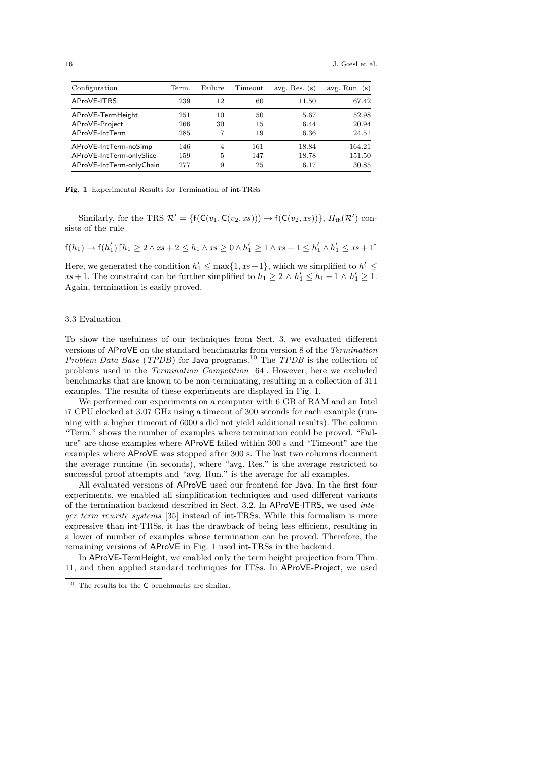| Configuration | Term. | Failure | Timeout | avg. Res. (s) | avg. Run. (s) |
|---|---|---|---|---|---|
| AProVE-ITRS | 239 | 12 | 60 | 11.50 | 67.42 |
| AProVE-TermHeight | 251 | 10 | 50 | 5.67 | 52.98 |
| AProVE-Project | 266 | 30 | 15 | 6.44 | 20.94 |
| AProVE-IntTerm | 285 | 7 | 19 | 6.36 | 24.51 |
| AProVE-IntTerm-noSimp | 146 | 4 | 161 | 18.84 | 164.21 |
| AProVE-IntTerm-onlySlice | 159 | 5 | 147 | 18.78 | 151.50 |
| AProVE-IntTerm-onlyChain | 277 | 9 | 25 | 6.17 | 30.85 |

**Fig. 1** Experimental Results for Termination of int-TRSs

Similarly, for the TRS $\mathcal{R}' = \{\mathsf{f}(\mathsf{C}(v_1, \mathsf{C}(v_2, xs))) \to \mathsf{f}(\mathsf{C}(v_2, xs))\}$, $\Pi_{\mathsf{th}}(\mathcal{R}')$ consists of the rule

$$\mathsf{f}(h_1) \to \mathsf{f}(h_1')\, [\![ h_1 \geq 2 \wedge xs + 2 \leq h_1 \wedge xs \geq 0 \wedge h_1' \geq 1 \wedge xs + 1 \leq h_1' \wedge h_1' \leq xs + 1 ]\!]$$

Here, we generated the condition $h_1' \leq \max\{1, xs+1\}$, which we simplified to $h_1' \leq xs + 1$. The constraint can be further simplified to $h_1 \geq 2 \wedge h_1' \leq h_1 - 1 \wedge h_1' \geq 1$. Again, termination is easily proved.

### 3.3 Evaluation

To show the usefulness of our techniques from Sect. 3, we evaluated different versions of AProVE on the standard benchmarks from version 8 of the *Termination Problem Data Base* (*TPDB*) for Java programs.[10] The *TPDB* is the collection of problems used in the *Termination Competition* [64]. However, here we excluded benchmarks that are known to be non-terminating, resulting in a collection of 311 examples. The results of these experiments are displayed in Fig. 1.

We performed our experiments on a computer with 6 GB of RAM and an Intel i7 CPU clocked at 3.07 GHz using a timeout of 300 seconds for each example (running with a higher timeout of 6000 s did not yield additional results). The column "Term." shows the number of examples where termination could be proved. "Failure" are those examples where AProVE failed within 300 s and "Timeout" are the examples where AProVE was stopped after 300 s. The last two columns document the average runtime (in seconds), where "avg. Res." is the average restricted to successful proof attempts and "avg. Run." is the average for all examples.

All evaluated versions of AProVE used our frontend for Java. In the first four experiments, we enabled all simplification techniques and used different variants of the termination backend described in Sect. 3.2. In AProVE-ITRS, we used *integer term rewrite systems* [35] instead of int-TRSs. While this formalism is more expressive than int-TRSs, it has the drawback of being less efficient, resulting in a lower of number of examples whose termination can be proved. Therefore, the remaining versions of AProVE in Fig. 1 used int-TRSs in the backend.

In AProVE-TermHeight, we enabled only the term height projection from Thm. 11, and then applied standard techniques for ITSs. In AProVE-Project, we used

[10] The results for the C benchmarks are similar.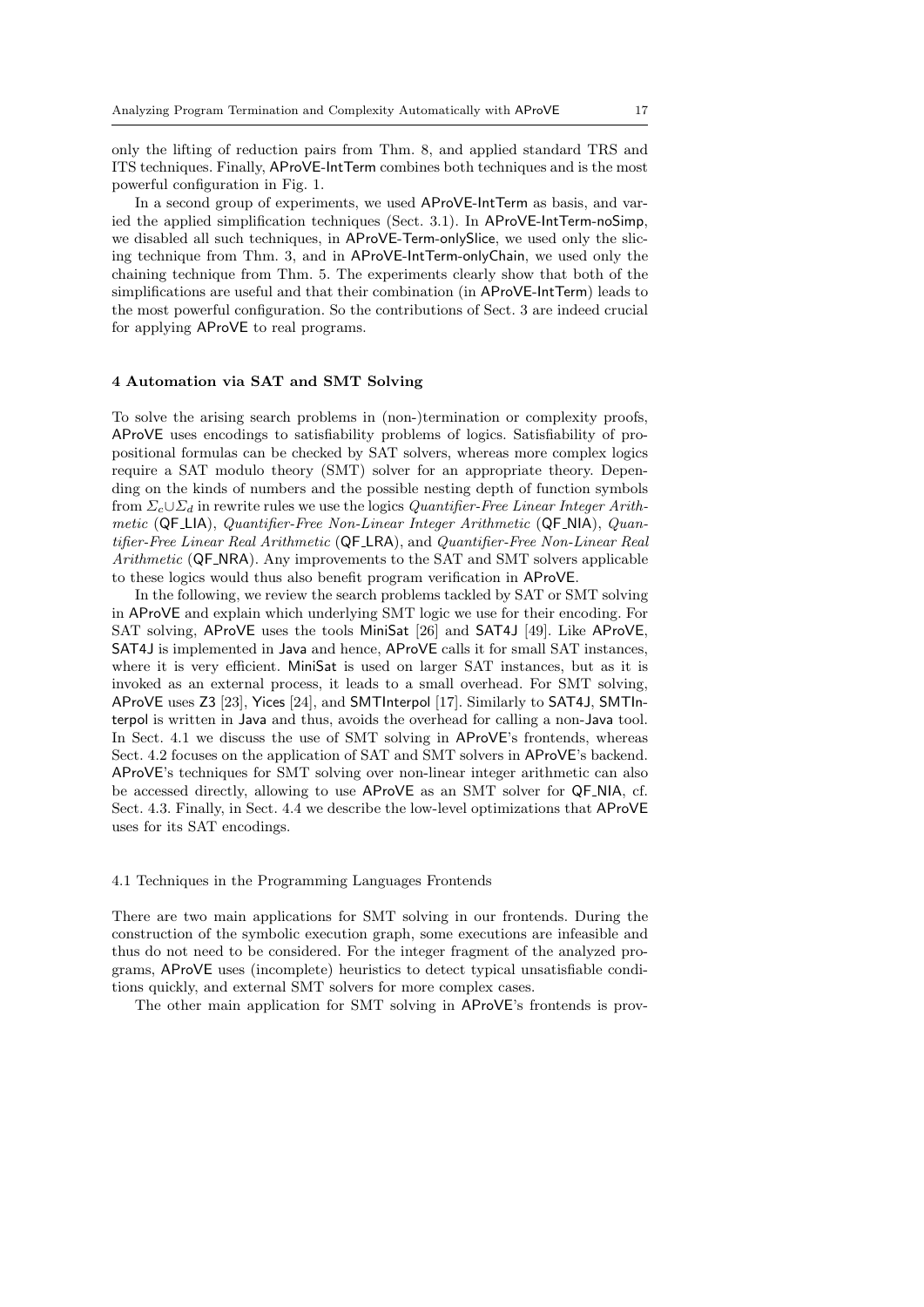only the lifting of reduction pairs from Thm. 8, and applied standard TRS and ITS techniques. Finally, AProVE-IntTerm combines both techniques and is the most powerful configuration in Fig. 1.

In a second group of experiments, we used AProVE-IntTerm as basis, and varied the applied simplification techniques (Sect. 3.1). In AProVE-IntTerm-noSimp, we disabled all such techniques, in AProVE-Term-onlySlice, we used only the slicing technique from Thm. 3, and in AProVE-IntTerm-onlyChain, we used only the chaining technique from Thm. 5. The experiments clearly show that both of the simplifications are useful and that their combination (in AProVE-IntTerm) leads to the most powerful configuration. So the contributions of Sect. 3 are indeed crucial for applying AProVE to real programs.

## 4 Automation via SAT and SMT Solving

To solve the arising search problems in (non-)termination or complexity proofs, AProVE uses encodings to satisfiability problems of logics. Satisfiability of propositional formulas can be checked by SAT solvers, whereas more complex logics require a SAT modulo theory (SMT) solver for an appropriate theory. Depending on the kinds of numbers and the possible nesting depth of function symbols from $\Sigma_c \cup \Sigma_d$ in rewrite rules we use the logics *Quantifier-Free Linear Integer Arithmetic* (QF_LIA), *Quantifier-Free Non-Linear Integer Arithmetic* (QF_NIA), *Quantifier-Free Linear Real Arithmetic* (QF_LRA), and *Quantifier-Free Non-Linear Real Arithmetic* (QF_NRA). Any improvements to the SAT and SMT solvers applicable to these logics would thus also benefit program verification in AProVE.

In the following, we review the search problems tackled by SAT or SMT solving in AProVE and explain which underlying SMT logic we use for their encoding. For SAT solving, AProVE uses the tools MiniSat [26] and SAT4J [49]. Like AProVE, SAT4J is implemented in Java and hence, AProVE calls it for small SAT instances, where it is very efficient. MiniSat is used on larger SAT instances, but as it is invoked as an external process, it leads to a small overhead. For SMT solving, AProVE uses Z3 [23], Yices [24], and SMTInterpol [17]. Similarly to SAT4J, SMTInterpol is written in Java and thus, avoids the overhead for calling a non-Java tool. In Sect. 4.1 we discuss the use of SMT solving in AProVE's frontends, whereas Sect. 4.2 focuses on the application of SAT and SMT solvers in AProVE's backend. AProVE's techniques for SMT solving over non-linear integer arithmetic can also be accessed directly, allowing to use AProVE as an SMT solver for QF_NIA, cf. Sect. 4.3. Finally, in Sect. 4.4 we describe the low-level optimizations that AProVE uses for its SAT encodings.

### 4.1 Techniques in the Programming Languages Frontends

There are two main applications for SMT solving in our frontends. During the construction of the symbolic execution graph, some executions are infeasible and thus do not need to be considered. For the integer fragment of the analyzed programs, AProVE uses (incomplete) heuristics to detect typical unsatisfiable conditions quickly, and external SMT solvers for more complex cases.

The other main application for SMT solving in AProVE's frontends is prov-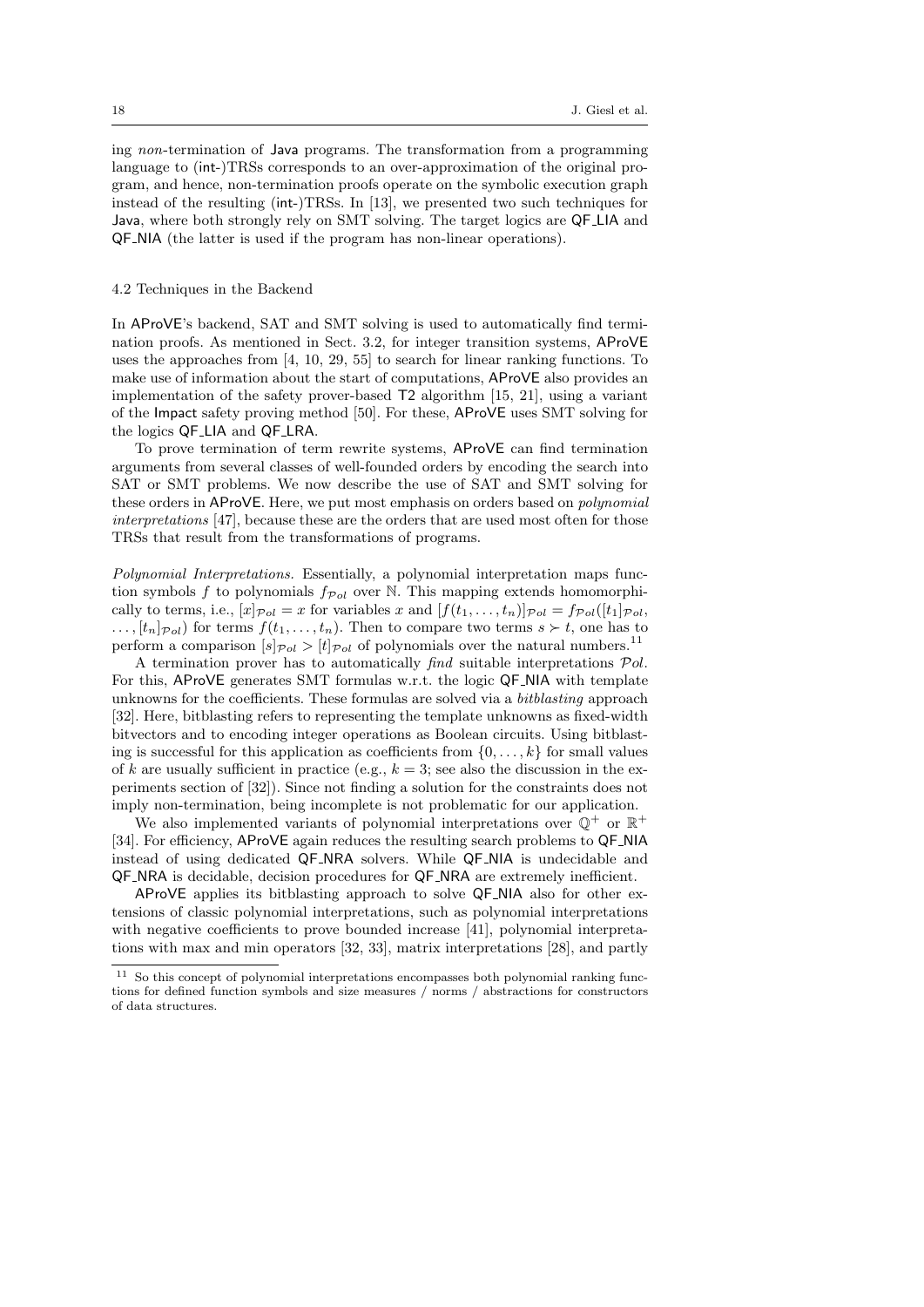ing *non*-termination of Java programs. The transformation from a programming language to (int-)TRSs corresponds to an over-approximation of the original program, and hence, non-termination proofs operate on the symbolic execution graph instead of the resulting (int-)TRSs. In [13], we presented two such techniques for Java, where both strongly rely on SMT solving. The target logics are QF_LIA and QF_NIA (the latter is used if the program has non-linear operations).

### 4.2 Techniques in the Backend

In AProVE's backend, SAT and SMT solving is used to automatically find termination proofs. As mentioned in Sect. 3.2, for integer transition systems, AProVE uses the approaches from [4, 10, 29, 55] to search for linear ranking functions. To make use of information about the start of computations, AProVE also provides an implementation of the safety prover-based T2 algorithm [15, 21], using a variant of the Impact safety proving method [50]. For these, AProVE uses SMT solving for the logics QF_LIA and QF_LRA.

To prove termination of term rewrite systems, AProVE can find termination arguments from several classes of well-founded orders by encoding the search into SAT or SMT problems. We now describe the use of SAT and SMT solving for these orders in AProVE. Here, we put most emphasis on orders based on *polynomial interpretations* [47], because these are the orders that are used most often for those TRSs that result from the transformations of programs.

*Polynomial Interpretations.* Essentially, a polynomial interpretation maps function symbols $f$ to polynomials $f_{\mathcal{P}ol}$ over $\mathbb{N}$. This mapping extends homomorphically to terms, i.e., $[x]_{\mathcal{P}ol} = x$ for variables $x$ and $[f(t_1, \ldots, t_n)]_{\mathcal{P}ol} = f_{\mathcal{P}ol}([t_1]_{\mathcal{P}ol}, \ldots, [t_n]_{\mathcal{P}ol})$ for terms $f(t_1, \ldots, t_n)$. Then to compare two terms $s \succ t$, one has to perform a comparison $[s]_{\mathcal{P}ol} > [t]_{\mathcal{P}ol}$ of polynomials over the natural numbers.[11]

A termination prover has to automatically *find* suitable interpretations $\mathcal{P}ol$. For this, AProVE generates SMT formulas w.r.t. the logic QF_NIA with template unknowns for the coefficients. These formulas are solved via a *bitblasting* approach [32]. Here, bitblasting refers to representing the template unknowns as fixed-width bitvectors and to encoding integer operations as Boolean circuits. Using bitblasting is successful for this application as coefficients from $\{0, \ldots, k\}$ for small values of $k$ are usually sufficient in practice (e.g., $k = 3$; see also the discussion in the experiments section of [32]). Since not finding a solution for the constraints does not imply non-termination, being incomplete is not problematic for our application.

We also implemented variants of polynomial interpretations over $\mathbb{Q}^+$ or $\mathbb{R}^+$ [34]. For efficiency, AProVE again reduces the resulting search problems to QF_NIA instead of using dedicated QF_NRA solvers. While QF_NIA is undecidable and QF_NRA is decidable, decision procedures for QF_NRA are extremely inefficient.

AProVE applies its bitblasting approach to solve QF_NIA also for other extensions of classic polynomial interpretations, such as polynomial interpretations with negative coefficients to prove bounded increase [41], polynomial interpretations with max and min operators [32, 33], matrix interpretations [28], and partly

[11] So this concept of polynomial interpretations encompasses both polynomial ranking functions for defined function symbols and size measures / norms / abstractions for constructors of data structures.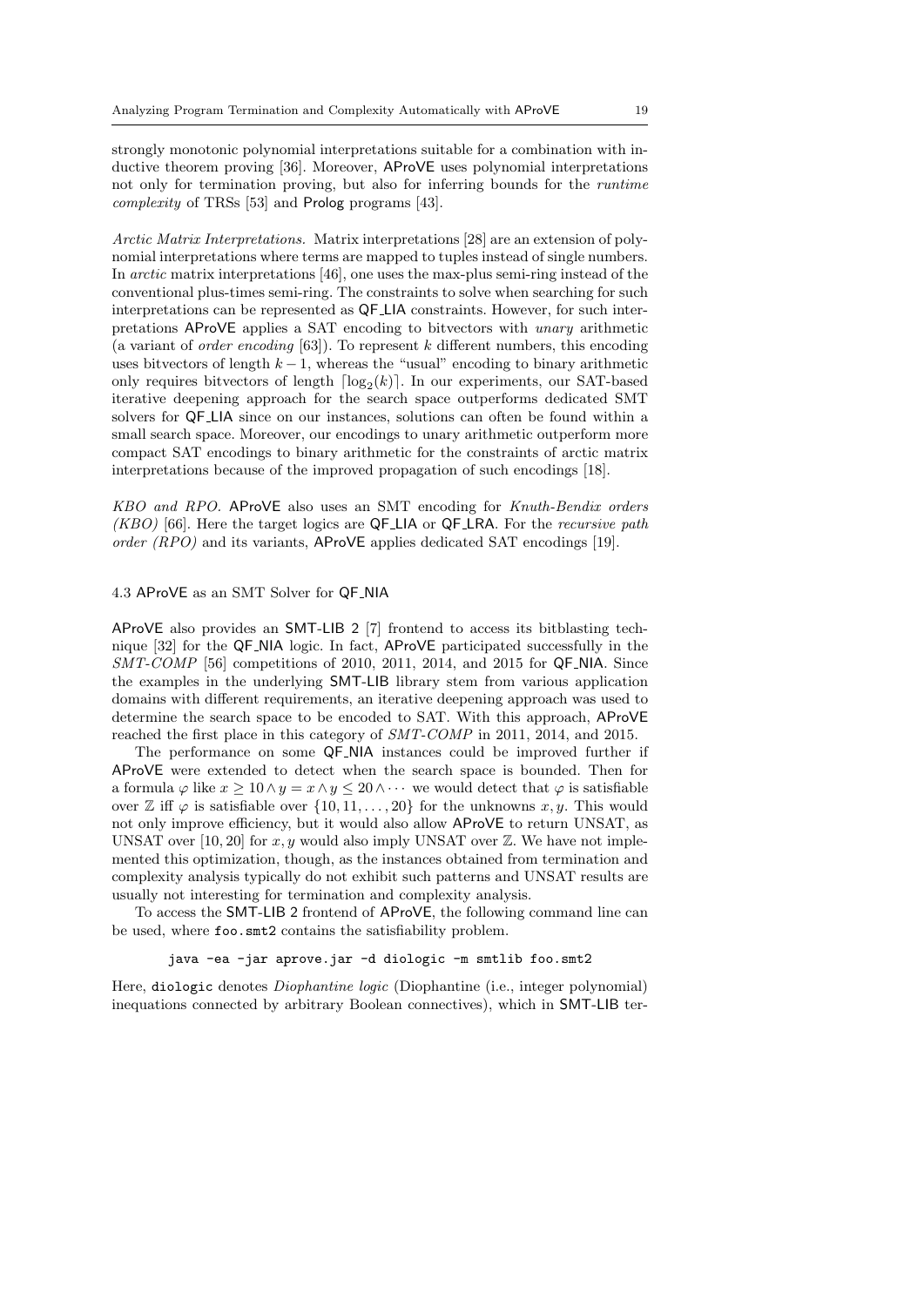strongly monotonic polynomial interpretations suitable for a combination with inductive theorem proving [36]. Moreover, AProVE uses polynomial interpretations not only for termination proving, but also for inferring bounds for the *runtime complexity* of TRSs [53] and Prolog programs [43].

*Arctic Matrix Interpretations.* Matrix interpretations [28] are an extension of polynomial interpretations where terms are mapped to tuples instead of single numbers. In *arctic* matrix interpretations [46], one uses the max-plus semi-ring instead of the conventional plus-times semi-ring. The constraints to solve when searching for such interpretations can be represented as QF_LIA constraints. However, for such interpretations AProVE applies a SAT encoding to bitvectors with *unary* arithmetic (a variant of *order encoding* [63]). To represent $k$ different numbers, this encoding uses bitvectors of length $k-1$, whereas the "usual" encoding to binary arithmetic only requires bitvectors of length $\lceil \log_2(k) \rceil$. In our experiments, our SAT-based iterative deepening approach for the search space outperforms dedicated SMT solvers for QF_LIA since on our instances, solutions can often be found within a small search space. Moreover, our encodings to unary arithmetic outperform more compact SAT encodings to binary arithmetic for the constraints of arctic matrix interpretations because of the improved propagation of such encodings [18].

*KBO and RPO.* AProVE also uses an SMT encoding for *Knuth-Bendix orders (KBO)* [66]. Here the target logics are QF_LIA or QF_LRA. For the *recursive path order (RPO)* and its variants, AProVE applies dedicated SAT encodings [19].

### 4.3 AProVE as an SMT Solver for QF_NIA

AProVE also provides an SMT-LIB 2 [7] frontend to access its bitblasting technique [32] for the QF_NIA logic. In fact, AProVE participated successfully in the *SMT-COMP* [56] competitions of 2010, 2011, 2014, and 2015 for QF_NIA. Since the examples in the underlying SMT-LIB library stem from various application domains with different requirements, an iterative deepening approach was used to determine the search space to be encoded to SAT. With this approach, AProVE reached the first place in this category of *SMT-COMP* in 2011, 2014, and 2015.

The performance on some QF_NIA instances could be improved further if AProVE were extended to detect when the search space is bounded. Then for a formula $\varphi$ like $x \geq 10 \wedge y = x \wedge y \leq 20 \wedge \cdots$ we would detect that $\varphi$ is satisfiable over $\mathbb{Z}$ iff $\varphi$ is satisfiable over $\{10, 11, \ldots, 20\}$ for the unknowns $x, y$. This would not only improve efficiency, but it would also allow AProVE to return UNSAT, as UNSAT over $[10, 20]$ for $x, y$ would also imply UNSAT over $\mathbb{Z}$. We have not implemented this optimization, though, as the instances obtained from termination and complexity analysis typically do not exhibit such patterns and UNSAT results are usually not interesting for termination and complexity analysis.

To access the SMT-LIB 2 frontend of AProVE, the following command line can be used, where `foo.smt2` contains the satisfiability problem.

```
java -ea -jar aprove.jar -d diologic -m smtlib foo.smt2
```

Here, `diologic` denotes *Diophantine logic* (Diophantine (i.e., integer polynomial) inequations connected by arbitrary Boolean connectives), which in SMT-LIB ter-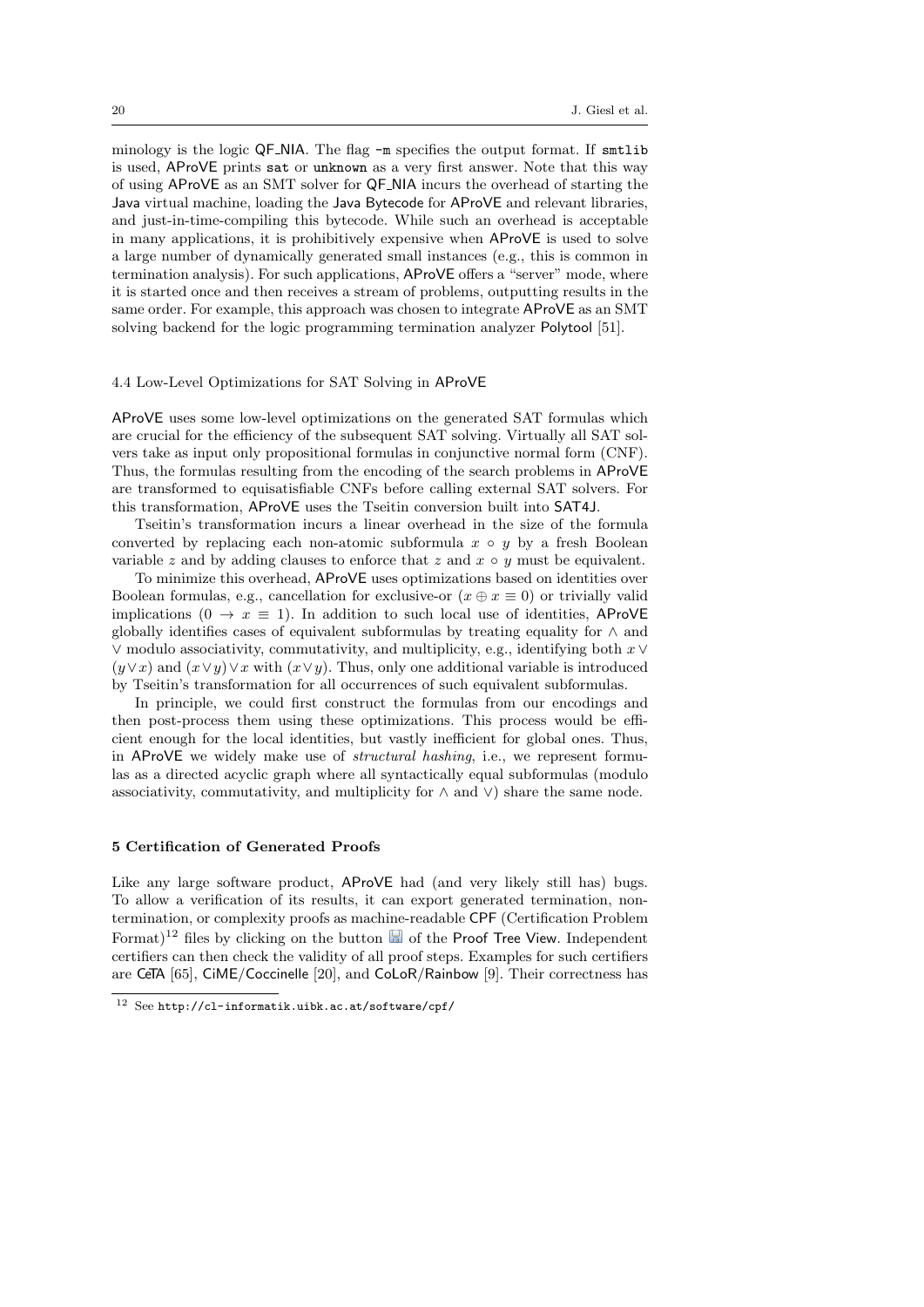minology is the logic QF_NIA. The flag `-m` specifies the output format. If `smtlib` is used, AProVE prints `sat` or `unknown` as a very first answer. Note that this way of using AProVE as an SMT solver for QF_NIA incurs the overhead of starting the Java virtual machine, loading the Java Bytecode for AProVE and relevant libraries, and just-in-time-compiling this bytecode. While such an overhead is acceptable in many applications, it is prohibitively expensive when AProVE is used to solve a large number of dynamically generated small instances (e.g., this is common in termination analysis). For such applications, AProVE offers a "server" mode, where it is started once and then receives a stream of problems, outputting results in the same order. For example, this approach was chosen to integrate AProVE as an SMT solving backend for the logic programming termination analyzer Polytool [51].

### 4.4 Low-Level Optimizations for SAT Solving in AProVE

AProVE uses some low-level optimizations on the generated SAT formulas which are crucial for the efficiency of the subsequent SAT solving. Virtually all SAT solvers take as input only propositional formulas in conjunctive normal form (CNF). Thus, the formulas resulting from the encoding of the search problems in AProVE are transformed to equisatisfiable CNFs before calling external SAT solvers. For this transformation, AProVE uses the Tseitin conversion built into SAT4J.

Tseitin's transformation incurs a linear overhead in the size of the formula converted by replacing each non-atomic subformula $x \circ y$ by a fresh Boolean variable $z$ and by adding clauses to enforce that $z$ and $x \circ y$ must be equivalent.

To minimize this overhead, AProVE uses optimizations based on identities over Boolean formulas, e.g., cancellation for exclusive-or ($x \oplus x \equiv 0$) or trivially valid implications ($0 \to x \equiv 1$). In addition to such local use of identities, AProVE globally identifies cases of equivalent subformulas by treating equality for $\wedge$ and $\vee$ modulo associativity, commutativity, and multiplicity, e.g., identifying both $x \vee (y \vee x)$ and $(x \vee y) \vee x$ with $(x \vee y)$. Thus, only one additional variable is introduced by Tseitin's transformation for all occurrences of such equivalent subformulas.

In principle, we could first construct the formulas from our encodings and then post-process them using these optimizations. This process would be efficient enough for the local identities, but vastly inefficient for global ones. Thus, in AProVE we widely make use of *structural hashing*, i.e., we represent formulas as a directed acyclic graph where all syntactically equal subformulas (modulo associativity, commutativity, and multiplicity for $\wedge$ and $\vee$) share the same node.

## 5 Certification of Generated Proofs

Like any large software product, AProVE had (and very likely still has) bugs. To allow a verification of its results, it can export generated termination, non-termination, or complexity proofs as machine-readable CPF (Certification Problem Format)[12] files by clicking on the button of the Proof Tree View. Independent certifiers can then check the validity of all proof steps. Examples for such certifiers are CeTA [65], CiME/Coccinelle [20], and CoLoR/Rainbow [9]. Their correctness has

[12] See http://cl-informatik.uibk.ac.at/software/cpf/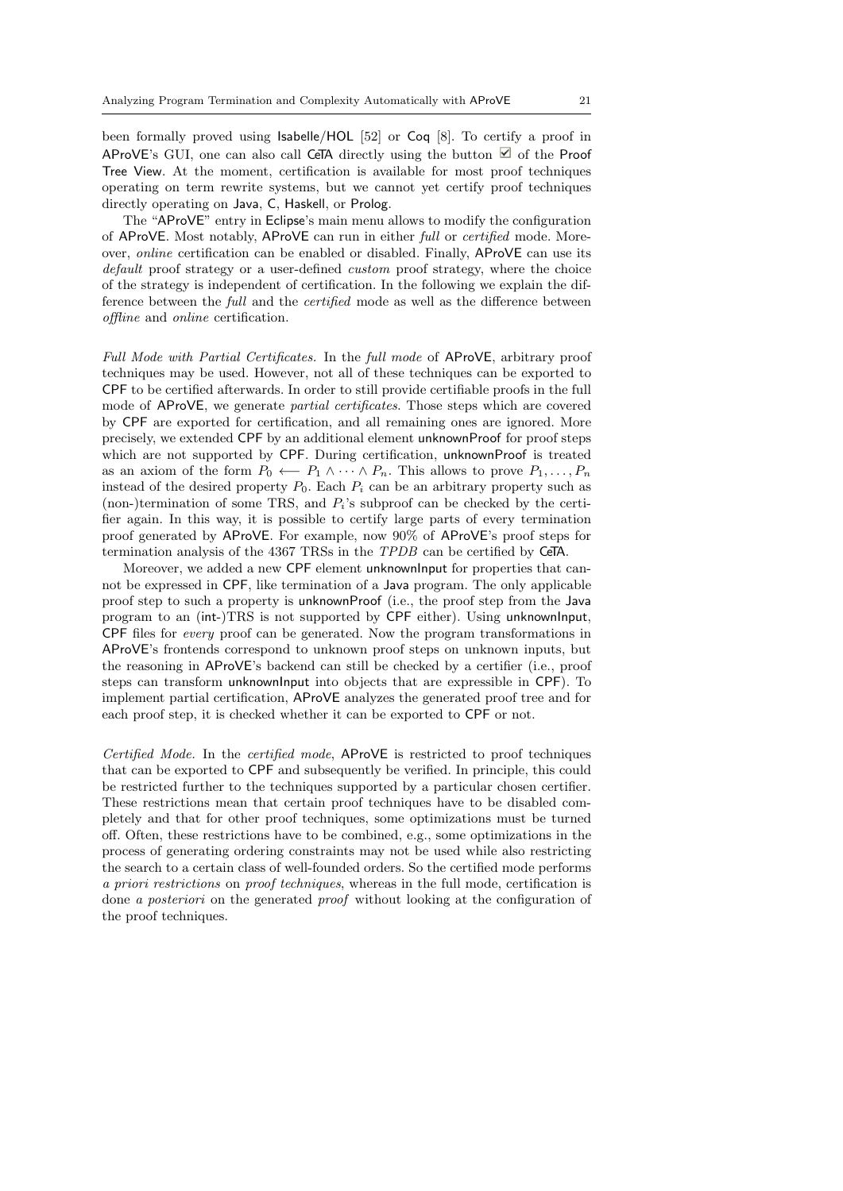been formally proved using Isabelle/HOL [52] or Coq [8]. To certify a proof in AProVE's GUI, one can also call CeTA directly using the button ☑ of the Proof Tree View. At the moment, certification is available for most proof techniques operating on term rewrite systems, but we cannot yet certify proof techniques directly operating on Java, C, Haskell, or Prolog.

The "AProVE" entry in Eclipse's main menu allows to modify the configuration of AProVE. Most notably, AProVE can run in either *full* or *certified* mode. Moreover, *online* certification can be enabled or disabled. Finally, AProVE can use its *default* proof strategy or a user-defined *custom* proof strategy, where the choice of the strategy is independent of certification. In the following we explain the difference between the *full* and the *certified* mode as well as the difference between *offline* and *online* certification.

*Full Mode with Partial Certificates.* In the *full mode* of AProVE, arbitrary proof techniques may be used. However, not all of these techniques can be exported to CPF to be certified afterwards. In order to still provide certifiable proofs in the full mode of AProVE, we generate *partial certificates*. Those steps which are covered by CPF are exported for certification, and all remaining ones are ignored. More precisely, we extended CPF by an additional element unknownProof for proof steps which are not supported by CPF. During certification, unknownProof is treated as an axiom of the form $P_0 \longleftarrow P_1 \wedge \cdots \wedge P_n$. This allows to prove $P_1, \ldots, P_n$ instead of the desired property $P_0$. Each $P_i$ can be an arbitrary property such as (non-)termination of some TRS, and $P_i$'s subproof can be checked by the certifier again. In this way, it is possible to certify large parts of every termination proof generated by AProVE. For example, now 90% of AProVE's proof steps for termination analysis of the 4367 TRSs in the *TPDB* can be certified by CeTA.

Moreover, we added a new CPF element unknownInput for properties that cannot be expressed in CPF, like termination of a Java program. The only applicable proof step to such a property is unknownProof (i.e., the proof step from the Java program to an (int-)TRS is not supported by CPF either). Using unknownInput, CPF files for *every* proof can be generated. Now the program transformations in AProVE's frontends correspond to unknown proof steps on unknown inputs, but the reasoning in AProVE's backend can still be checked by a certifier (i.e., proof steps can transform unknownInput into objects that are expressible in CPF). To implement partial certification, AProVE analyzes the generated proof tree and for each proof step, it is checked whether it can be exported to CPF or not.

*Certified Mode.* In the *certified mode*, AProVE is restricted to proof techniques that can be exported to CPF and subsequently be verified. In principle, this could be restricted further to the techniques supported by a particular chosen certifier. These restrictions mean that certain proof techniques have to be disabled completely and that for other proof techniques, some optimizations must be turned off. Often, these restrictions have to be combined, e.g., some optimizations in the process of generating ordering constraints may not be used while also restricting the search to a certain class of well-founded orders. So the certified mode performs *a priori restrictions* on *proof techniques*, whereas in the full mode, certification is done *a posteriori* on the generated *proof* without looking at the configuration of the proof techniques.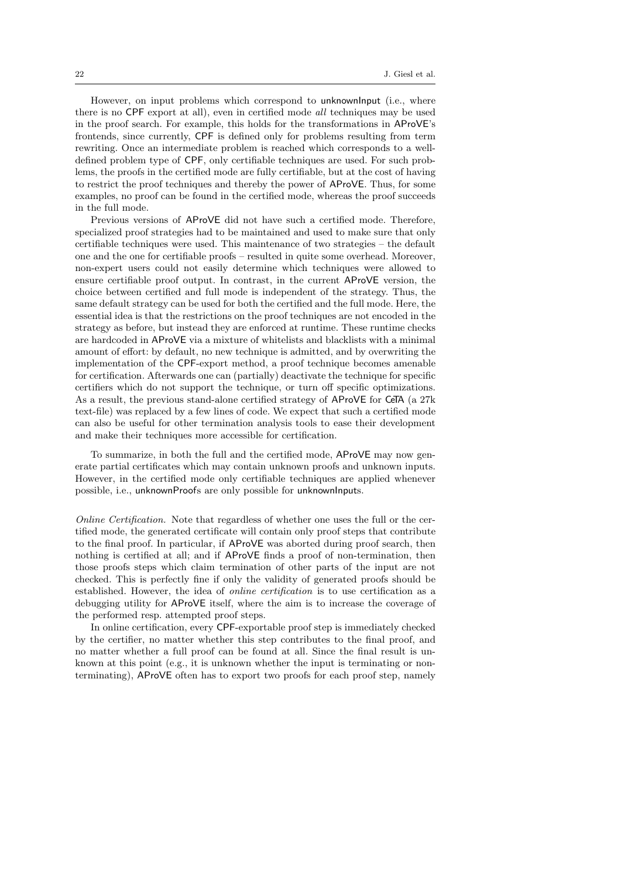However, on input problems which correspond to unknownInput (i.e., where there is no CPF export at all), even in certified mode *all* techniques may be used in the proof search. For example, this holds for the transformations in AProVE's frontends, since currently, CPF is defined only for problems resulting from term rewriting. Once an intermediate problem is reached which corresponds to a well-defined problem type of CPF, only certifiable techniques are used. For such problems, the proofs in the certified mode are fully certifiable, but at the cost of having to restrict the proof techniques and thereby the power of AProVE. Thus, for some examples, no proof can be found in the certified mode, whereas the proof succeeds in the full mode.

Previous versions of AProVE did not have such a certified mode. Therefore, specialized proof strategies had to be maintained and used to make sure that only certifiable techniques were used. This maintenance of two strategies – the default one and the one for certifiable proofs – resulted in quite some overhead. Moreover, non-expert users could not easily determine which techniques were allowed to ensure certifiable proof output. In contrast, in the current AProVE version, the choice between certified and full mode is independent of the strategy. Thus, the same default strategy can be used for both the certified and the full mode. Here, the essential idea is that the restrictions on the proof techniques are not encoded in the strategy as before, but instead they are enforced at runtime. These runtime checks are hardcoded in AProVE via a mixture of whitelists and blacklists with a minimal amount of effort: by default, no new technique is admitted, and by overwriting the implementation of the CPF-export method, a proof technique becomes amenable for certification. Afterwards one can (partially) deactivate the technique for specific certifiers which do not support the technique, or turn off specific optimizations. As a result, the previous stand-alone certified strategy of AProVE for CeTA (a 27k text-file) was replaced by a few lines of code. We expect that such a certified mode can also be useful for other termination analysis tools to ease their development and make their techniques more accessible for certification.

To summarize, in both the full and the certified mode, AProVE may now generate partial certificates which may contain unknown proofs and unknown inputs. However, in the certified mode only certifiable techniques are applied whenever possible, i.e., unknownProofs are only possible for unknownInputs.

*Online Certification.* Note that regardless of whether one uses the full or the certified mode, the generated certificate will contain only proof steps that contribute to the final proof. In particular, if AProVE was aborted during proof search, then nothing is certified at all; and if AProVE finds a proof of non-termination, then those proofs steps which claim termination of other parts of the input are not checked. This is perfectly fine if only the validity of generated proofs should be established. However, the idea of *online certification* is to use certification as a debugging utility for AProVE itself, where the aim is to increase the coverage of the performed resp. attempted proof steps.

In online certification, every CPF-exportable proof step is immediately checked by the certifier, no matter whether this step contributes to the final proof, and no matter whether a full proof can be found at all. Since the final result is unknown at this point (e.g., it is unknown whether the input is terminating or non-terminating), AProVE often has to export two proofs for each proof step, namely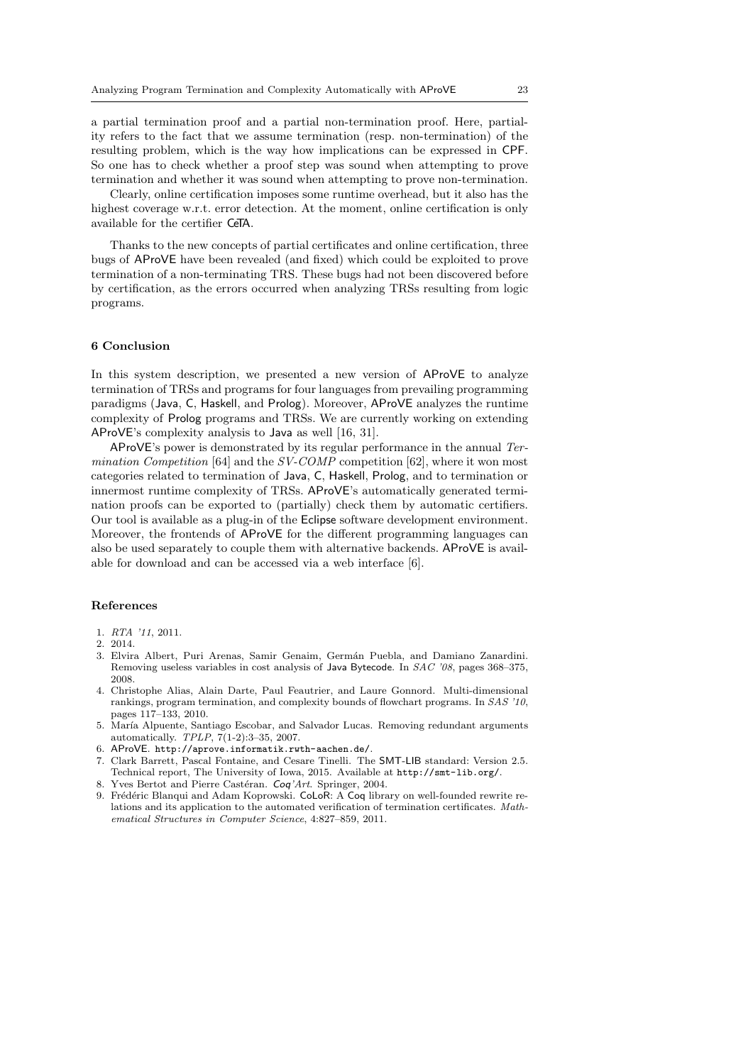a partial termination proof and a partial non-termination proof. Here, partiality refers to the fact that we assume termination (resp. non-termination) of the resulting problem, which is the way how implications can be expressed in CPF. So one has to check whether a proof step was sound when attempting to prove termination and whether it was sound when attempting to prove non-termination.

Clearly, online certification imposes some runtime overhead, but it also has the highest coverage w.r.t. error detection. At the moment, online certification is only available for the certifier CeTA.

Thanks to the new concepts of partial certificates and online certification, three bugs of AProVE have been revealed (and fixed) which could be exploited to prove termination of a non-terminating TRS. These bugs had not been discovered before by certification, as the errors occurred when analyzing TRSs resulting from logic programs.

## 6 Conclusion

In this system description, we presented a new version of AProVE to analyze termination of TRSs and programs for four languages from prevailing programming paradigms (Java, C, Haskell, and Prolog). Moreover, AProVE analyzes the runtime complexity of Prolog programs and TRSs. We are currently working on extending AProVE's complexity analysis to Java as well [16, 31].

AProVE's power is demonstrated by its regular performance in the annual *Termination Competition* [64] and the *SV-COMP* competition [62], where it won most categories related to termination of Java, C, Haskell, Prolog, and to termination or innermost runtime complexity of TRSs. AProVE's automatically generated termination proofs can be exported to (partially) check them by automatic certifiers. Our tool is available as a plug-in of the Eclipse software development environment. Moreover, the frontends of AProVE for the different programming languages can also be used separately to couple them with alternative backends. AProVE is available for download and can be accessed via a web interface [6].

## References

1. *RTA '11*, 2011.
2. 2014.
3. Elvira Albert, Puri Arenas, Samir Genaim, Germán Puebla, and Damiano Zanardini. Removing useless variables in cost analysis of Java Bytecode. In *SAC '08*, pages 368–375, 2008.
4. Christophe Alias, Alain Darte, Paul Feautrier, and Laure Gonnord. Multi-dimensional rankings, program termination, and complexity bounds of flowchart programs. In *SAS '10*, pages 117–133, 2010.
5. María Alpuente, Santiago Escobar, and Salvador Lucas. Removing redundant arguments automatically. *TPLP*, 7(1-2):3–35, 2007.
6. AProVE. http://aprove.informatik.rwth-aachen.de/.
7. Clark Barrett, Pascal Fontaine, and Cesare Tinelli. The SMT-LIB standard: Version 2.5. Technical report, The University of Iowa, 2015. Available at http://smt-lib.org/.
8. Yves Bertot and Pierre Castéran. *Coq'Art*. Springer, 2004.
9. Frédéric Blanqui and Adam Koprowski. CoLoR: A Coq library on well-founded rewrite relations and its application to the automated verification of termination certificates. *Mathematical Structures in Computer Science*, 4:827–859, 2011.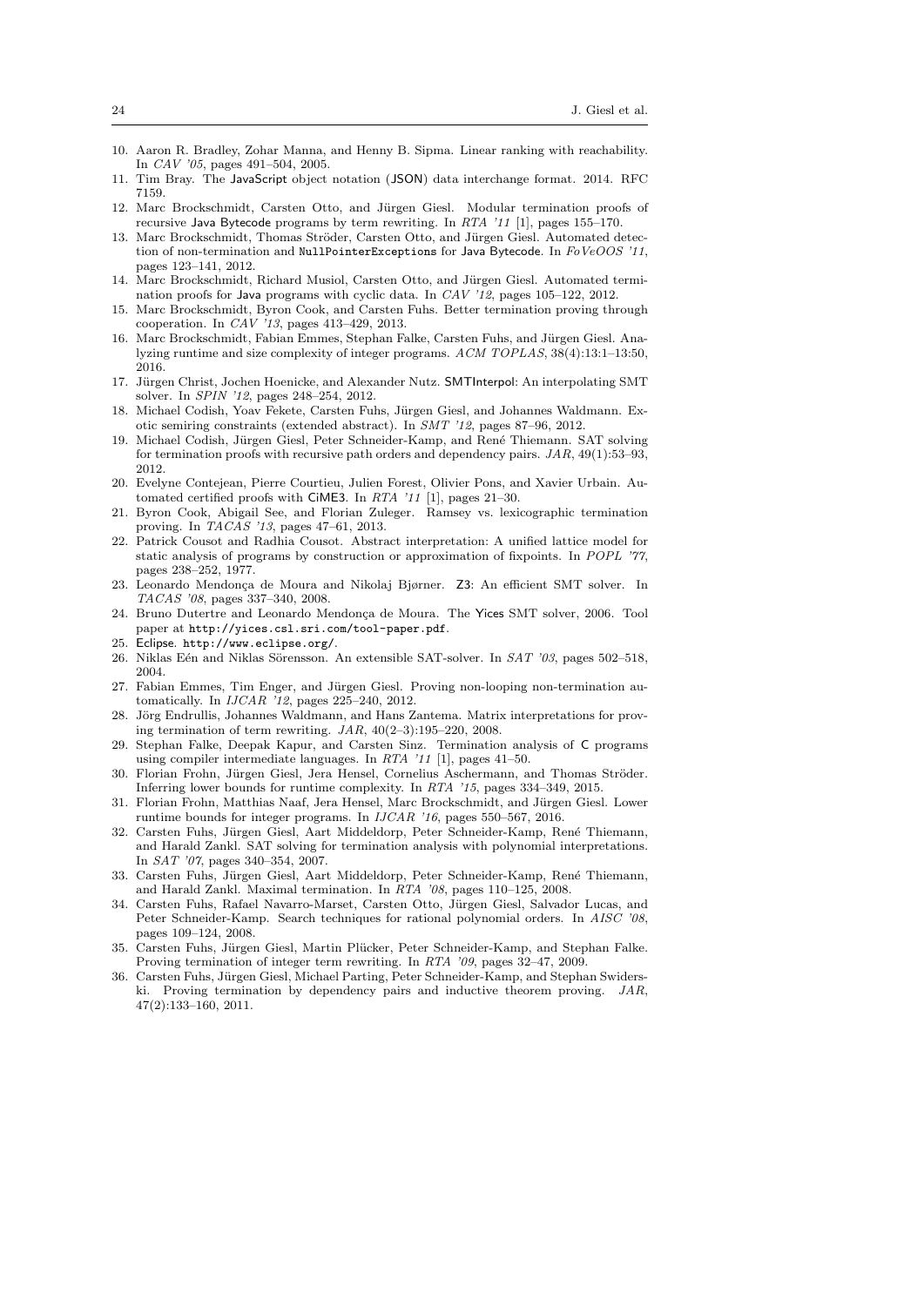10. Aaron R. Bradley, Zohar Manna, and Henny B. Sipma. Linear ranking with reachability. In *CAV '05*, pages 491–504, 2005.
11. Tim Bray. The JavaScript object notation (JSON) data interchange format. 2014. RFC 7159.
12. Marc Brockschmidt, Carsten Otto, and Jürgen Giesl. Modular termination proofs of recursive Java Bytecode programs by term rewriting. In *RTA '11* [1], pages 155–170.
13. Marc Brockschmidt, Thomas Ströder, Carsten Otto, and Jürgen Giesl. Automated detection of non-termination and NullPointerExceptions for Java Bytecode. In *FoVeOOS '11*, pages 123–141, 2012.
14. Marc Brockschmidt, Richard Musiol, Carsten Otto, and Jürgen Giesl. Automated termination proofs for Java programs with cyclic data. In *CAV '12*, pages 105–122, 2012.
15. Marc Brockschmidt, Byron Cook, and Carsten Fuhs. Better termination proving through cooperation. In *CAV '13*, pages 413–429, 2013.
16. Marc Brockschmidt, Fabian Emmes, Stephan Falke, Carsten Fuhs, and Jürgen Giesl. Analyzing runtime and size complexity of integer programs. *ACM TOPLAS*, 38(4):13:1–13:50, 2016.
17. Jürgen Christ, Jochen Hoenicke, and Alexander Nutz. SMTInterpol: An interpolating SMT solver. In *SPIN '12*, pages 248–254, 2012.
18. Michael Codish, Yoav Fekete, Carsten Fuhs, Jürgen Giesl, and Johannes Waldmann. Exotic semiring constraints (extended abstract). In *SMT '12*, pages 87–96, 2012.
19. Michael Codish, Jürgen Giesl, Peter Schneider-Kamp, and René Thiemann. SAT solving for termination proofs with recursive path orders and dependency pairs. *JAR*, 49(1):53–93, 2012.
20. Evelyne Contejean, Pierre Courtieu, Julien Forest, Olivier Pons, and Xavier Urbain. Automated certified proofs with CiME3. In *RTA '11* [1], pages 21–30.
21. Byron Cook, Abigail See, and Florian Zuleger. Ramsey vs. lexicographic termination proving. In *TACAS '13*, pages 47–61, 2013.
22. Patrick Cousot and Radhia Cousot. Abstract interpretation: A unified lattice model for static analysis of programs by construction or approximation of fixpoints. In *POPL '77*, pages 238–252, 1977.
23. Leonardo Mendonça de Moura and Nikolaj Bjørner. Z3: An efficient SMT solver. In *TACAS '08*, pages 337–340, 2008.
24. Bruno Dutertre and Leonardo Mendonça de Moura. The Yices SMT solver, 2006. Tool paper at http://yices.csl.sri.com/tool-paper.pdf.
25. Eclipse. http://www.eclipse.org/.
26. Niklas Eén and Niklas Sörensson. An extensible SAT-solver. In *SAT '03*, pages 502–518, 2004.
27. Fabian Emmes, Tim Enger, and Jürgen Giesl. Proving non-looping non-termination automatically. In *IJCAR '12*, pages 225–240, 2012.
28. Jörg Endrullis, Johannes Waldmann, and Hans Zantema. Matrix interpretations for proving termination of term rewriting. *JAR*, 40(2–3):195–220, 2008.
29. Stephan Falke, Deepak Kapur, and Carsten Sinz. Termination analysis of C programs using compiler intermediate languages. In *RTA '11* [1], pages 41–50.
30. Florian Frohn, Jürgen Giesl, Jera Hensel, Cornelius Aschermann, and Thomas Ströder. Inferring lower bounds for runtime complexity. In *RTA '15*, pages 334–349, 2015.
31. Florian Frohn, Matthias Naaf, Jera Hensel, Marc Brockschmidt, and Jürgen Giesl. Lower runtime bounds for integer programs. In *IJCAR '16*, pages 550–567, 2016.
32. Carsten Fuhs, Jürgen Giesl, Aart Middeldorp, Peter Schneider-Kamp, René Thiemann, and Harald Zankl. SAT solving for termination analysis with polynomial interpretations. In *SAT '07*, pages 340–354, 2007.
33. Carsten Fuhs, Jürgen Giesl, Aart Middeldorp, Peter Schneider-Kamp, René Thiemann, and Harald Zankl. Maximal termination. In *RTA '08*, pages 110–125, 2008.
34. Carsten Fuhs, Rafael Navarro-Marset, Carsten Otto, Jürgen Giesl, Salvador Lucas, and Peter Schneider-Kamp. Search techniques for rational polynomial orders. In *AISC '08*, pages 109–124, 2008.
35. Carsten Fuhs, Jürgen Giesl, Martin Plücker, Peter Schneider-Kamp, and Stephan Falke. Proving termination of integer term rewriting. In *RTA '09*, pages 32–47, 2009.
36. Carsten Fuhs, Jürgen Giesl, Michael Parting, Peter Schneider-Kamp, and Stephan Swiderski. Proving termination by dependency pairs and inductive theorem proving. *JAR*, 47(2):133–160, 2011.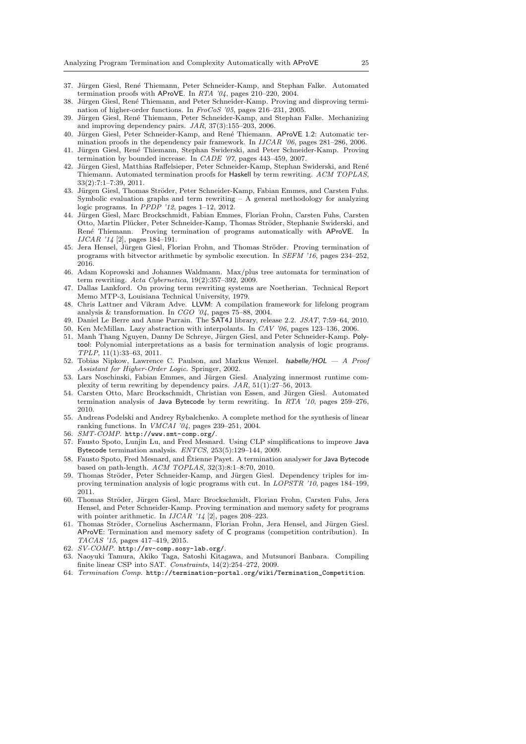37. Jürgen Giesl, René Thiemann, Peter Schneider-Kamp, and Stephan Falke. Automated termination proofs with AProVE. In *RTA '04*, pages 210–220, 2004.
38. Jürgen Giesl, René Thiemann, and Peter Schneider-Kamp. Proving and disproving termination of higher-order functions. In *FroCoS '05*, pages 216–231, 2005.
39. Jürgen Giesl, René Thiemann, Peter Schneider-Kamp, and Stephan Falke. Mechanizing and improving dependency pairs. *JAR*, 37(3):155–203, 2006.
40. Jürgen Giesl, Peter Schneider-Kamp, and René Thiemann. AProVE 1.2: Automatic termination proofs in the dependency pair framework. In *IJCAR '06*, pages 281–286, 2006.
41. Jürgen Giesl, René Thiemann, Stephan Swiderski, and Peter Schneider-Kamp. Proving termination by bounded increase. In *CADE '07*, pages 443–459, 2007.
42. Jürgen Giesl, Matthias Raffelsieper, Peter Schneider-Kamp, Stephan Swiderski, and René Thiemann. Automated termination proofs for Haskell by term rewriting. *ACM TOPLAS*, 33(2):7:1–7:39, 2011.
43. Jürgen Giesl, Thomas Ströder, Peter Schneider-Kamp, Fabian Emmes, and Carsten Fuhs. Symbolic evaluation graphs and term rewriting – A general methodology for analyzing logic programs. In *PPDP '12*, pages 1–12, 2012.
44. Jürgen Giesl, Marc Brockschmidt, Fabian Emmes, Florian Frohn, Carsten Fuhs, Carsten Otto, Martin Plücker, Peter Schneider-Kamp, Thomas Ströder, Stephanie Swiderski, and René Thiemann. Proving termination of programs automatically with AProVE. In *IJCAR '14* [2], pages 184–191.
45. Jera Hensel, Jürgen Giesl, Florian Frohn, and Thomas Ströder. Proving termination of programs with bitvector arithmetic by symbolic execution. In *SEFM '16*, pages 234–252, 2016.
46. Adam Koprowski and Johannes Waldmann. Max/plus tree automata for termination of term rewriting. *Acta Cybernetica*, 19(2):357–392, 2009.
47. Dallas Lankford. On proving term rewriting systems are Noetherian. Technical Report Memo MTP-3, Louisiana Technical University, 1979.
48. Chris Lattner and Vikram Adve. LLVM: A compilation framework for lifelong program analysis & transformation. In *CGO '04*, pages 75–88, 2004.
49. Daniel Le Berre and Anne Parrain. The SAT4J library, release 2.2. *JSAT*, 7:59–64, 2010.
50. Ken McMillan. Lazy abstraction with interpolants. In *CAV '06*, pages 123–136, 2006.
51. Manh Thang Nguyen, Danny De Schreye, Jürgen Giesl, and Peter Schneider-Kamp. Polytool: Polynomial interpretations as a basis for termination analysis of logic programs. *TPLP*, 11(1):33–63, 2011.
52. Tobias Nipkow, Lawrence C. Paulson, and Markus Wenzel. *Isabelle/HOL — A Proof Assistant for Higher-Order Logic*. Springer, 2002.
53. Lars Noschinski, Fabian Emmes, and Jürgen Giesl. Analyzing innermost runtime complexity of term rewriting by dependency pairs. *JAR*, 51(1):27–56, 2013.
54. Carsten Otto, Marc Brockschmidt, Christian von Essen, and Jürgen Giesl. Automated termination analysis of Java Bytecode by term rewriting. In *RTA '10*, pages 259–276, 2010.
55. Andreas Podelski and Andrey Rybalchenko. A complete method for the synthesis of linear ranking functions. In *VMCAI '04*, pages 239–251, 2004.
56. *SMT-COMP*. http://www.smt-comp.org/.
57. Fausto Spoto, Lunjin Lu, and Fred Mesnard. Using CLP simplifications to improve Java Bytecode termination analysis. *ENTCS*, 253(5):129–144, 2009.
58. Fausto Spoto, Fred Mesnard, and Étienne Payet. A termination analyser for Java Bytecode based on path-length. *ACM TOPLAS*, 32(3):8:1–8:70, 2010.
59. Thomas Ströder, Peter Schneider-Kamp, and Jürgen Giesl. Dependency triples for improving termination analysis of logic programs with cut. In *LOPSTR '10*, pages 184–199, 2011.
60. Thomas Ströder, Jürgen Giesl, Marc Brockschmidt, Florian Frohn, Carsten Fuhs, Jera Hensel, and Peter Schneider-Kamp. Proving termination and memory safety for programs with pointer arithmetic. In *IJCAR '14* [2], pages 208–223.
61. Thomas Ströder, Cornelius Aschermann, Florian Frohn, Jera Hensel, and Jürgen Giesl. AProVE: Termination and memory safety of C programs (competition contribution). In *TACAS '15*, pages 417–419, 2015.
62. *SV-COMP*. http://sv-comp.sosy-lab.org/.
63. Naoyuki Tamura, Akiko Taga, Satoshi Kitagawa, and Mutsunori Banbara. Compiling finite linear CSP into SAT. *Constraints*, 14(2):254–272, 2009.
64. *Termination Comp.* http://termination-portal.org/wiki/Termination_Competition.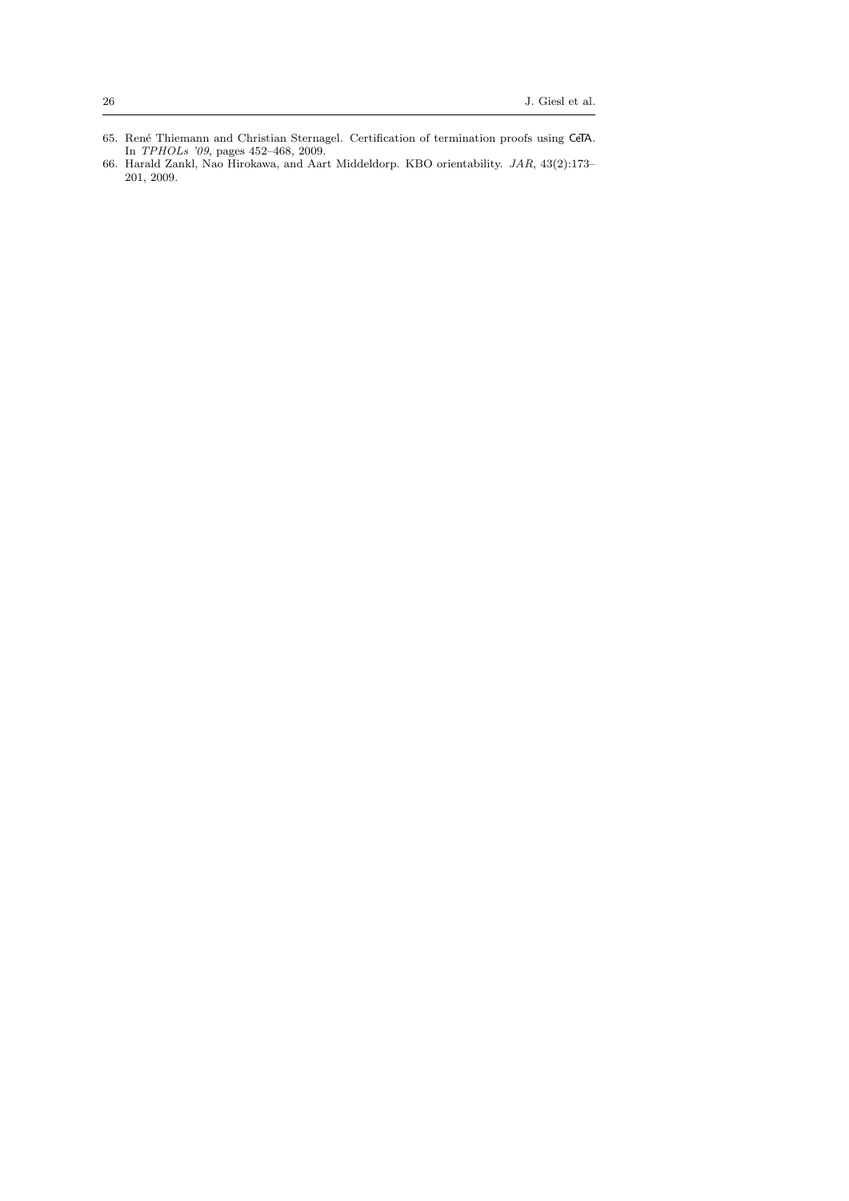65. René Thiemann and Christian Sternagel. Certification of termination proofs using CeTA. In *TPHOLs '09*, pages 452–468, 2009.
66. Harald Zankl, Nao Hirokawa, and Aart Middeldorp. KBO orientability. *JAR*, 43(2):173–201, 2009.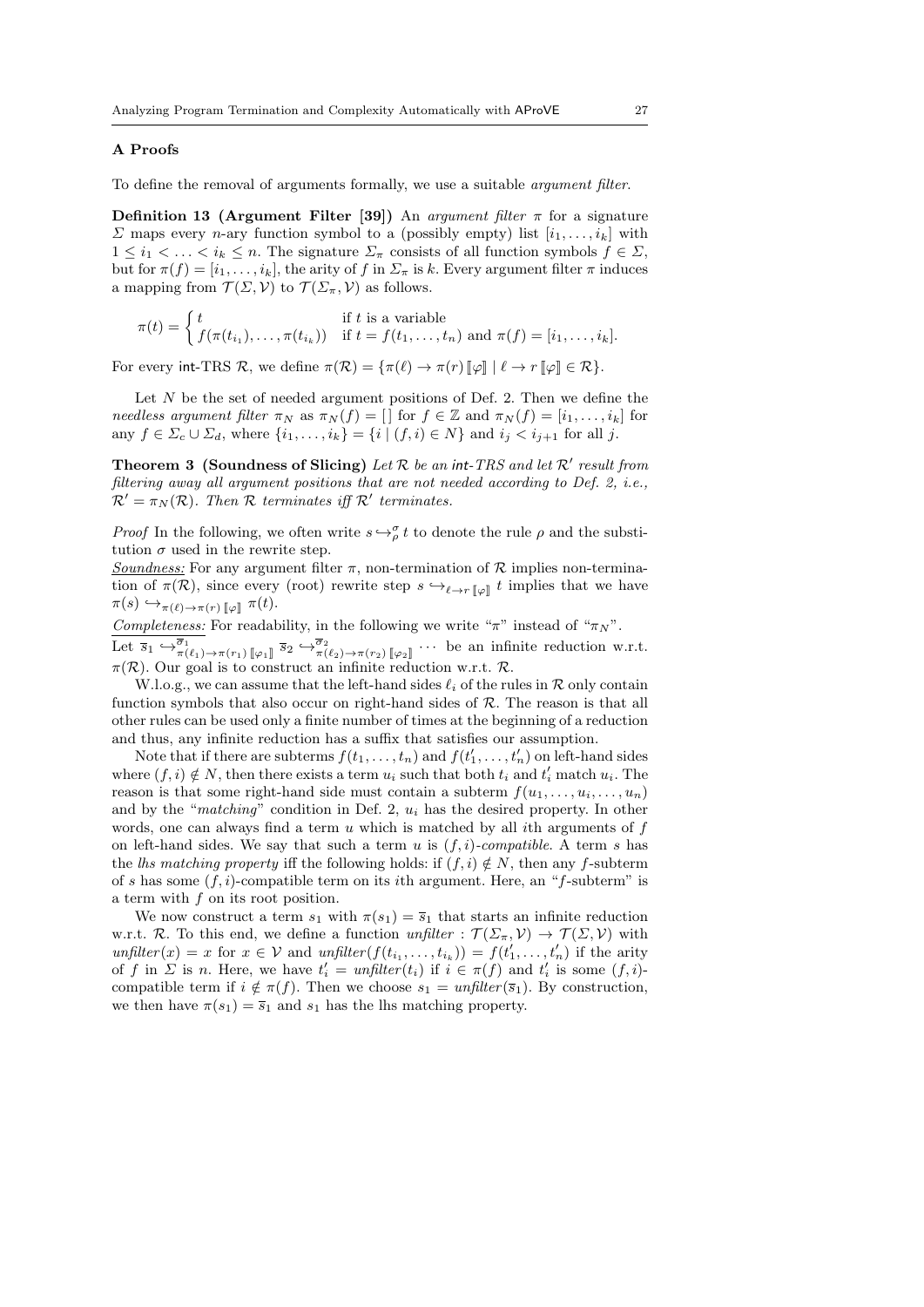## A Proofs

To define the removal of arguments formally, we use a suitable *argument filter*.

**Definition 13 (Argument Filter [39])** An *argument filter* $\pi$ for a signature $\Sigma$ maps every $n$-ary function symbol to a (possibly empty) list $[i_1, \ldots, i_k]$ with $1 \leq i_1 < \ldots < i_k \leq n$. The signature $\Sigma_\pi$ consists of all function symbols $f \in \Sigma$, but for $\pi(f) = [i_1, \ldots, i_k]$, the arity of $f$ in $\Sigma_\pi$ is $k$. Every argument filter $\pi$ induces a mapping from $\mathcal{T}(\Sigma, \mathcal{V})$ to $\mathcal{T}(\Sigma_\pi, \mathcal{V})$ as follows.

$$\pi(t) = \begin{cases} t & \text{if } t \text{ is a variable} \\ f(\pi(t_{i_1}), \ldots, \pi(t_{i_k})) & \text{if } t = f(t_1, \ldots, t_n) \text{ and } \pi(f) = [i_1, \ldots, i_k]. \end{cases}$$

For every int-TRS $\mathcal{R}$, we define $\pi(\mathcal{R}) = \{\pi(\ell) \to \pi(r) \,[\![\varphi]\!] \mid \ell \to r \,[\![\varphi]\!] \in \mathcal{R}\}$.

Let $N$ be the set of needed argument positions of Def. 2. Then we define the *needless argument filter* $\pi_N$ as $\pi_N(f) = [\,]$ for $f \in \mathbb{Z}$ and $\pi_N(f) = [i_1, \ldots, i_k]$ for any $f \in \Sigma_c \cup \Sigma_d$, where $\{i_1, \ldots, i_k\} = \{i \mid (f, i) \in N\}$ and $i_j < i_{j+1}$ for all $j$.

**Theorem 3 (Soundness of Slicing)** *Let $\mathcal{R}$ be an* int*-TRS and let $\mathcal{R}'$ result from filtering away all argument positions that are not needed according to Def. 2, i.e., $\mathcal{R}' = \pi_N(\mathcal{R})$. Then $\mathcal{R}$ terminates iff $\mathcal{R}'$ terminates.*

*Proof* In the following, we often write $s \hookrightarrow^\sigma_\rho t$ to denote the rule $\rho$ and the substitution $\sigma$ used in the rewrite step.

*Soundness:* For any argument filter $\pi$, non-termination of $\mathcal{R}$ implies non-termination of $\pi(\mathcal{R})$, since every (root) rewrite step $s \hookrightarrow_{\ell \to r \,[\![\varphi]\!]} t$ implies that we have $\pi(s) \hookrightarrow_{\pi(\ell) \to \pi(r) \,[\![\varphi]\!]} \pi(t)$.

*Completeness:* For readability, in the following we write "$\pi$" instead of "$\pi_N$". Let $\overline{s}_1 \hookrightarrow^{\overline{\sigma}_1}_{\pi(\ell_1) \to \pi(r_1) \,[\![\varphi_1]\!]} \overline{s}_2 \hookrightarrow^{\overline{\sigma}_2}_{\pi(\ell_2) \to \pi(r_2) \,[\![\varphi_2]\!]} \cdots$ be an infinite reduction w.r.t. $\pi(\mathcal{R})$. Our goal is to construct an infinite reduction w.r.t. $\mathcal{R}$.

W.l.o.g., we can assume that the left-hand sides $\ell_i$ of the rules in $\mathcal{R}$ only contain function symbols that also occur on right-hand sides of $\mathcal{R}$. The reason is that all other rules can be used only a finite number of times at the beginning of a reduction and thus, any infinite reduction has a suffix that satisfies our assumption.

Note that if there are subterms $f(t_1, \ldots, t_n)$ and $f(t'_1, \ldots, t'_n)$ on left-hand sides where $(f, i) \notin N$, then there exists a term $u_i$ such that both $t_i$ and $t'_i$ match $u_i$. The reason is that some right-hand side must contain a subterm $f(u_1, \ldots, u_i, \ldots, u_n)$ and by the "*matching*" condition in Def. 2, $u_i$ has the desired property. In other words, one can always find a term $u$ which is matched by all $i$th arguments of $f$ on left-hand sides. We say that such a term $u$ is $(f, i)$*-compatible*. A term $s$ has the *lhs matching property* iff the following holds: if $(f, i) \notin N$, then any $f$-subterm of $s$ has some $(f, i)$-compatible term on its $i$th argument. Here, an "$f$-subterm" is a term with $f$ on its root position.

We now construct a term $s_1$ with $\pi(s_1) = \overline{s}_1$ that starts an infinite reduction w.r.t. $\mathcal{R}$. To this end, we define a function $\mathit{unfilter} : \mathcal{T}(\Sigma_\pi, \mathcal{V}) \to \mathcal{T}(\Sigma, \mathcal{V})$ with $\mathit{unfilter}(x) = x$ for $x \in \mathcal{V}$ and $\mathit{unfilter}(f(t_{i_1}, \ldots, t_{i_k})) = f(t'_1, \ldots, t'_n)$ if the arity of $f$ in $\Sigma$ is $n$. Here, we have $t'_i = \mathit{unfilter}(t_i)$ if $i \in \pi(f)$ and $t'_i$ is some $(f, i)$-compatible term if $i \notin \pi(f)$. Then we choose $s_1 = \mathit{unfilter}(\overline{s}_1)$. By construction, we then have $\pi(s_1) = \overline{s}_1$ and $s_1$ has the lhs matching property.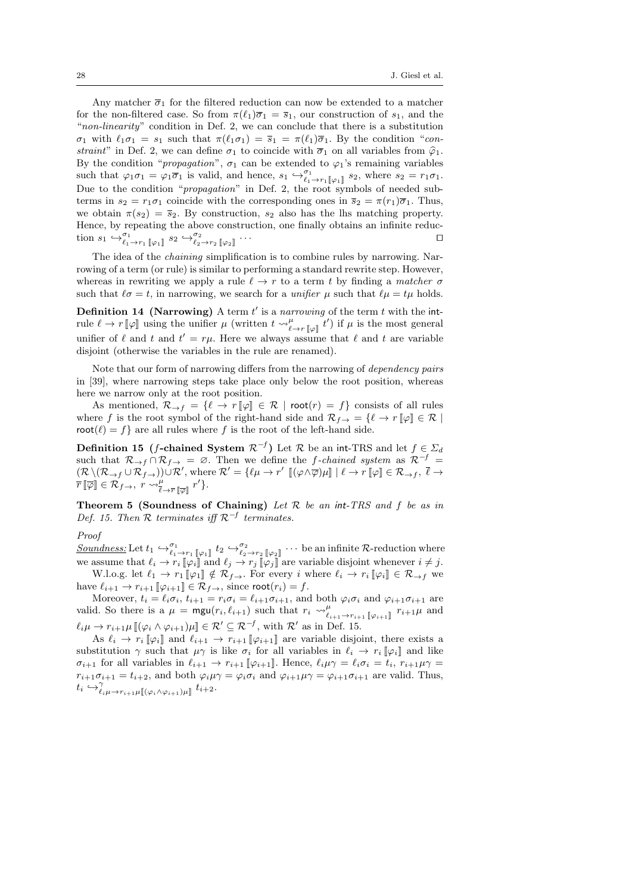Any matcher $\overline{\sigma}_1$ for the filtered reduction can now be extended to a matcher for the non-filtered case. So from $\pi(\ell_1)\overline{\sigma}_1 = \overline{s}_1$, our construction of $s_1$, and the "*non-linearity*" condition in Def. 2, we can conclude that there is a substitution $\sigma_1$ with $\ell_1\sigma_1 = s_1$ such that $\pi(\ell_1\sigma_1) = \overline{s}_1 = \pi(\ell_1)\overline{\sigma}_1$. By the condition "*constraint*" in Def. 2, we can define $\sigma_1$ to coincide with $\overline{\sigma}_1$ on all variables from $\widehat{\varphi}_1$. By the condition "*propagation*", $\sigma_1$ can be extended to $\varphi_1$'s remaining variables such that $\varphi_1\sigma_1 = \varphi_1\overline{\sigma}_1$ is valid, and hence, $s_1 \hookrightarrow^{\sigma_1}_{\ell_1 \to r_1 [\![\varphi_1]\!]} s_2$, where $s_2 = r_1\sigma_1$. Due to the condition "*propagation*" in Def. 2, the root symbols of needed subterms in $s_2 = r_1\sigma_1$ coincide with the corresponding ones in $\overline{s}_2 = \pi(r_1)\overline{\sigma}_1$. Thus, we obtain $\pi(s_2) = \overline{s}_2$. By construction, $s_2$ also has the lhs matching property. Hence, by repeating the above construction, one finally obtains an infinite reduction $s_1 \hookrightarrow^{\sigma_1}_{\ell_1 \to r_1 [\![\varphi_1]\!]} s_2 \hookrightarrow^{\sigma_2}_{\ell_2 \to r_2 [\![\varphi_2]\!]} \cdots$ ⊓⊔

The idea of the *chaining* simplification is to combine rules by narrowing. Narrowing of a term (or rule) is similar to performing a standard rewrite step. However, whereas in rewriting we apply a rule $\ell \to r$ to a term $t$ by finding a *matcher* $\sigma$ such that $\ell\sigma = t$, in narrowing, we search for a *unifier* $\mu$ such that $\ell\mu = t\mu$ holds.

**Definition 14 (Narrowing)** A term $t'$ is a *narrowing* of the term $t$ with the int-rule $\ell \to r [\![\varphi]\!]$ using the unifier $\mu$ (written $t \rightsquigarrow^{\mu}_{\ell \to r [\![\varphi]\!]} t'$) if $\mu$ is the most general unifier of $\ell$ and $t$ and $t' = r\mu$. Here we always assume that $\ell$ and $t$ are variable disjoint (otherwise the variables in the rule are renamed).

Note that our form of narrowing differs from the narrowing of *dependency pairs* in [39], where narrowing steps take place only below the root position, whereas here we narrow only at the root position.

As mentioned, $\mathcal{R}_{\to f} = \{\ell \to r [\![\varphi]\!] \in \mathcal{R} \mid \mathsf{root}(r) = f\}$ consists of all rules where $f$ is the root symbol of the right-hand side and $\mathcal{R}_{f\to} = \{\ell \to r [\![\varphi]\!] \in \mathcal{R} \mid \mathsf{root}(\ell) = f\}$ are all rules where $f$ is the root of the left-hand side.

**Definition 15 ($f$-chained System $\mathcal{R}^{-f}$)** Let $\mathcal{R}$ be an int-TRS and let $f \in \Sigma_d$ such that $\mathcal{R}_{\to f} \cap \mathcal{R}_{f\to} = \varnothing$. Then we define the *$f$-chained system* as $\mathcal{R}^{-f} = (\mathcal{R} \setminus (\mathcal{R}_{\to f} \cup \mathcal{R}_{f\to})) \cup \mathcal{R}'$, where $\mathcal{R}' = \{\ell\mu \to r' \ [\![(\varphi \wedge \overline{\varphi})\mu]\!] \mid \ell \to r [\![\varphi]\!] \in \mathcal{R}_{\to f},\ \overline{\ell} \to \overline{r} [\![\overline{\varphi}]\!] \in \mathcal{R}_{f\to},\ r \rightsquigarrow^{\mu}_{\overline{\ell} \to \overline{r} [\![\overline{\varphi}]\!]} r'\}$.

**Theorem 5 (Soundness of Chaining)** *Let $\mathcal{R}$ be an int-TRS and $f$ be as in Def. 15. Then $\mathcal{R}$ terminates iff $\mathcal{R}^{-f}$ terminates.*

*Proof*

*Soundness:* Let $t_1 \hookrightarrow^{\sigma_1}_{\ell_1 \to r_1 [\![\varphi_1]\!]} t_2 \hookrightarrow^{\sigma_2}_{\ell_2 \to r_2 [\![\varphi_2]\!]} \cdots$ be an infinite $\mathcal{R}$-reduction where we assume that $\ell_i \to r_i [\![\varphi_i]\!]$ and $\ell_j \to r_j [\![\varphi_j]\!]$ are variable disjoint whenever $i \neq j$.

W.l.o.g. let $\ell_1 \to r_1 [\![\varphi_1]\!] \notin \mathcal{R}_{f\to}$. For every $i$ where $\ell_i \to r_i [\![\varphi_i]\!] \in \mathcal{R}_{\to f}$ we have $\ell_{i+1} \to r_{i+1} [\![\varphi_{i+1}]\!] \in \mathcal{R}_{f\to}$, since $\mathsf{root}(r_i) = f$.

Moreover, $t_i = \ell_i\sigma_i$, $t_{i+1} = r_i\sigma_i = \ell_{i+1}\sigma_{i+1}$, and both $\varphi_i\sigma_i$ and $\varphi_{i+1}\sigma_{i+1}$ are valid. So there is a $\mu = \mathsf{mgu}(r_i, \ell_{i+1})$ such that $r_i \rightsquigarrow^{\mu}_{\ell_{i+1} \to r_{i+1} [\![\varphi_{i+1}]\!]} r_{i+1}\mu$ and $\ell_i\mu \to r_{i+1}\mu [\![(\varphi_i \wedge \varphi_{i+1})\mu]\!] \in \mathcal{R}' \subseteq \mathcal{R}^{-f}$, with $\mathcal{R}'$ as in Def. 15.

As $\ell_i \to r_i [\![\varphi_i]\!]$ and $\ell_{i+1} \to r_{i+1} [\![\varphi_{i+1}]\!]$ are variable disjoint, there exists a substitution $\gamma$ such that $\mu\gamma$ is like $\sigma_i$ for all variables in $\ell_i \to r_i [\![\varphi_i]\!]$ and like $\sigma_{i+1}$ for all variables in $\ell_{i+1} \to r_{i+1} [\![\varphi_{i+1}]\!]$. Hence, $\ell_i\mu\gamma = \ell_i\sigma_i = t_i$, $r_{i+1}\mu\gamma = r_{i+1}\sigma_{i+1} = t_{i+2}$, and both $\varphi_i\mu\gamma = \varphi_i\sigma_i$ and $\varphi_{i+1}\mu\gamma = \varphi_{i+1}\sigma_{i+1}$ are valid. Thus, $t_i \hookrightarrow^{\gamma}_{\ell_i\mu \to r_{i+1}\mu [\![(\varphi_i \wedge \varphi_{i+1})\mu]\!]} t_{i+2}$.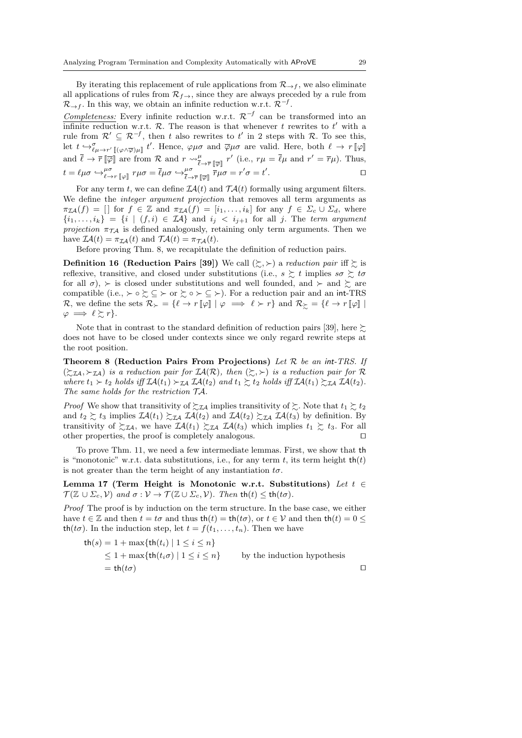By iterating this replacement of rule applications from $\mathcal{R}_{\to f}$, we also eliminate all applications of rules from $\mathcal{R}_{f\to}$, since they are always preceded by a rule from $\mathcal{R}_{\to f}$. In this way, we obtain an infinite reduction w.r.t. $\mathcal{R}^{-f}$.

*Completeness:* Every infinite reduction w.r.t. $\mathcal{R}^{-f}$ can be transformed into an infinite reduction w.r.t. $\mathcal{R}$. The reason is that whenever $t$ rewrites to $t'$ with a rule from $\mathcal{R}' \subseteq \mathcal{R}^{-f}$, then $t$ also rewrites to $t'$ in 2 steps with $\mathcal{R}$. To see this, let $t \hookrightarrow^{\sigma}_{\ell\mu \to r' \llbracket(\varphi \wedge \overline{\varphi})\mu\rrbracket} t'$. Hence, $\varphi\mu\sigma$ and $\overline{\varphi}\mu\sigma$ are valid. Here, both $\ell \to r \llbracket\varphi\rrbracket$ and $\overline{\ell} \to \overline{r} \llbracket\overline{\varphi}\rrbracket$ are from $\mathcal{R}$ and $r \rightsquigarrow^{\mu}_{\overline{\ell} \to \overline{r} \llbracket\overline{\varphi}\rrbracket} r'$ (i.e., $r\mu = \overline{\ell}\mu$ and $r' = \overline{r}\mu$). Thus, $t = \ell\mu\sigma \hookrightarrow^{\mu\sigma}_{\ell \to r \llbracket\varphi\rrbracket} r\mu\sigma = \overline{\ell}\mu\sigma \hookrightarrow^{\mu\sigma}_{\overline{\ell} \to \overline{r} \llbracket\overline{\varphi}\rrbracket} \overline{r}\mu\sigma = r'\sigma = t'$. ⊓⊔

For any term $t$, we can define $\mathcal{IA}(t)$ and $\mathcal{TA}(t)$ formally using argument filters. We define the *integer argument projection* that removes all term arguments as $\pi_{\mathcal{IA}}(f) = []$ for $f \in \mathbb{Z}$ and $\pi_{\mathcal{IA}}(f) = [i_1, \ldots, i_k]$ for any $f \in \Sigma_c \cup \Sigma_d$, where $\{i_1, \ldots, i_k\} = \{i \mid (f, i) \in \mathcal{IA}\}$ and $i_j < i_{j+1}$ for all $j$. The *term argument projection* $\pi_{\mathcal{TA}}$ is defined analogously, retaining only term arguments. Then we have $\mathcal{IA}(t) = \pi_{\mathcal{IA}}(t)$ and $\mathcal{TA}(t) = \pi_{\mathcal{TA}}(t)$.

Before proving Thm. 8, we recapitulate the definition of reduction pairs.

**Definition 16 (Reduction Pairs [39])** We call $(\succsim, \succ)$ a *reduction pair* iff $\succsim$ is reflexive, transitive, and closed under substitutions (i.e., $s \succsim t$ implies $s\sigma \succsim t\sigma$ for all $\sigma$), $\succ$ is closed under substitutions and well founded, and $\succ$ and $\succsim$ are compatible (i.e., $\succ \circ \succsim \subseteq \succ$ or $\succsim \circ \succ \subseteq \succ$). For a reduction pair and an int-TRS $\mathcal{R}$, we define the sets $\mathcal{R}_\succ = \{\ell \to r \llbracket\varphi\rrbracket \mid \varphi \implies \ell \succ r\}$ and $\mathcal{R}_\succsim = \{\ell \to r \llbracket\varphi\rrbracket \mid \varphi \implies \ell \succsim r\}$.

Note that in contrast to the standard definition of reduction pairs [39], here $\succsim$ does not have to be closed under contexts since we only regard rewrite steps at the root position.

**Theorem 8 (Reduction Pairs From Projections)** *Let $\mathcal{R}$ be an int-TRS. If $(\succsim_{\mathcal{IA}}, \succ_{\mathcal{IA}})$ is a reduction pair for $\mathcal{IA}(\mathcal{R})$, then $(\succsim, \succ)$ is a reduction pair for $\mathcal{R}$ where $t_1 \succ t_2$ holds iff $\mathcal{IA}(t_1) \succ_{\mathcal{IA}} \mathcal{IA}(t_2)$ and $t_1 \succsim t_2$ holds iff $\mathcal{IA}(t_1) \succsim_{\mathcal{IA}} \mathcal{IA}(t_2)$. The same holds for the restriction $\mathcal{TA}$.*

*Proof* We show that transitivity of $\succsim_{\mathcal{IA}}$ implies transitivity of $\succsim$. Note that $t_1 \succsim t_2$ and $t_2 \succsim t_3$ implies $\mathcal{IA}(t_1) \succsim_{\mathcal{IA}} \mathcal{IA}(t_2)$ and $\mathcal{IA}(t_2) \succsim_{\mathcal{IA}} \mathcal{IA}(t_3)$ by definition. By transitivity of $\succsim_{\mathcal{IA}}$, we have $\mathcal{IA}(t_1) \succsim_{\mathcal{IA}} \mathcal{IA}(t_3)$ which implies $t_1 \succsim t_3$. For all other properties, the proof is completely analogous. ⊓⊔

To prove Thm. 11, we need a few intermediate lemmas. First, we show that th is "monotonic" w.r.t. data substitutions, i.e., for any term $t$, its term height $\mathsf{th}(t)$ is not greater than the term height of any instantiation $t\sigma$.

**Lemma 17 (Term Height is Monotonic w.r.t. Substitutions)** *Let $t \in \mathcal{T}(\mathbb{Z} \cup \Sigma_c, \mathcal{V})$ and $\sigma : \mathcal{V} \to \mathcal{T}(\mathbb{Z} \cup \Sigma_c, \mathcal{V})$. Then $\mathsf{th}(t) \leq \mathsf{th}(t\sigma)$.*

*Proof* The proof is by induction on the term structure. In the base case, we either have $t \in \mathbb{Z}$ and then $t = t\sigma$ and thus $\mathsf{th}(t) = \mathsf{th}(t\sigma)$, or $t \in \mathcal{V}$ and then $\mathsf{th}(t) = 0 \leq \mathsf{th}(t\sigma)$. In the induction step, let $t = f(t_1, \ldots, t_n)$. Then we have

$$
\begin{aligned}
\mathsf{th}(s) &= 1 + \max\{\mathsf{th}(t_i) \mid 1 \leq i \leq n\} \\
&\leq 1 + \max\{\mathsf{th}(t_i\sigma) \mid 1 \leq i \leq n\} \qquad \text{by the induction hypothesis} \\
&= \mathsf{th}(t\sigma)
\end{aligned}
$$

⊓⊔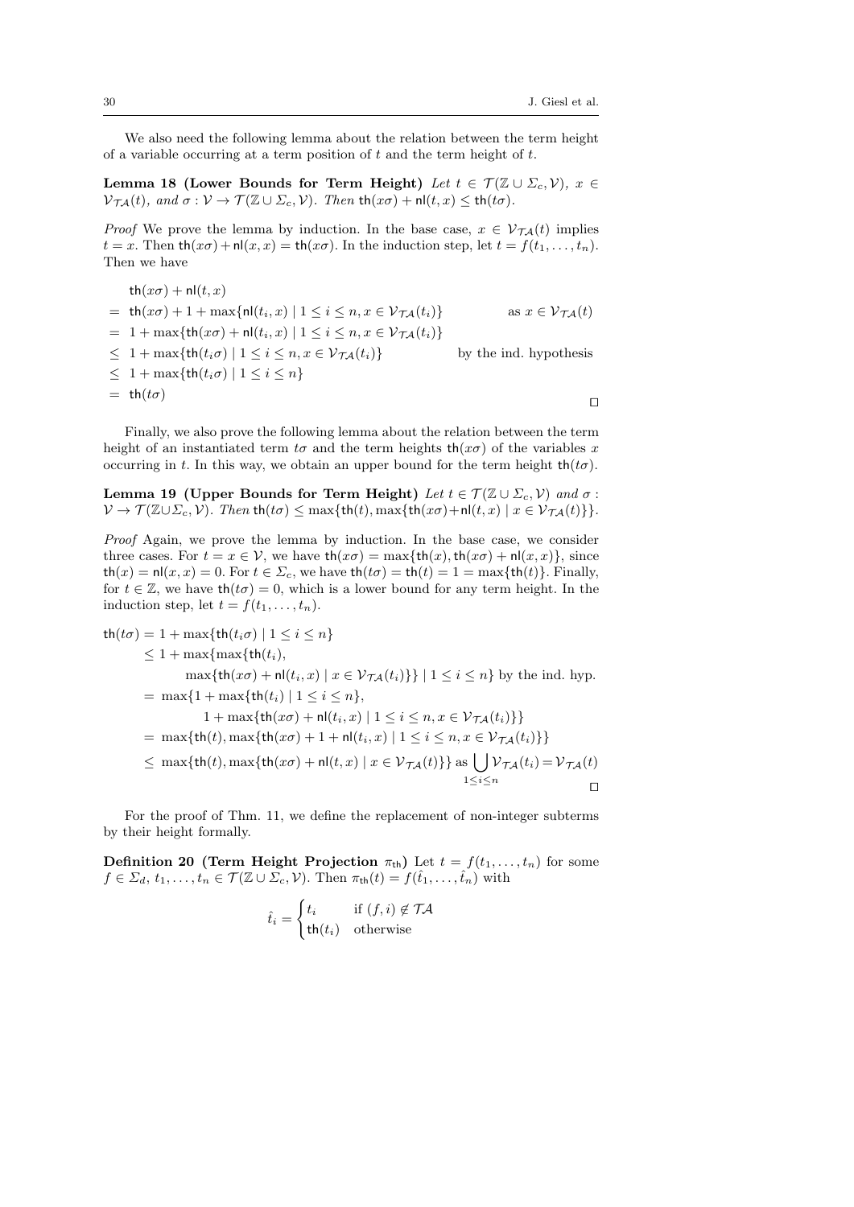We also need the following lemma about the relation between the term height of a variable occurring at a term position of $t$ and the term height of $t$.

**Lemma 18 (Lower Bounds for Term Height)** *Let $t \in \mathcal{T}(\mathbb{Z} \cup \Sigma_c, \mathcal{V})$, $x \in \mathcal{V}_{\mathcal{TA}}(t)$, and $\sigma : \mathcal{V} \to \mathcal{T}(\mathbb{Z} \cup \Sigma_c, \mathcal{V})$. Then $\mathsf{th}(x\sigma) + \mathsf{nl}(t, x) \leq \mathsf{th}(t\sigma)$.*

*Proof* We prove the lemma by induction. In the base case, $x \in \mathcal{V}_{\mathcal{TA}}(t)$ implies $t = x$. Then $\mathsf{th}(x\sigma) + \mathsf{nl}(x, x) = \mathsf{th}(x\sigma)$. In the induction step, let $t = f(t_1, \ldots, t_n)$. Then we have

$$
\begin{aligned}
& \mathsf{th}(x\sigma) + \mathsf{nl}(t, x) \\
= \; & \mathsf{th}(x\sigma) + 1 + \max\{\mathsf{nl}(t_i, x) \mid 1 \leq i \leq n, x \in \mathcal{V}_{\mathcal{TA}}(t_i)\} && \text{as } x \in \mathcal{V}_{\mathcal{TA}}(t) \\
= \; & 1 + \max\{\mathsf{th}(x\sigma) + \mathsf{nl}(t_i, x) \mid 1 \leq i \leq n, x \in \mathcal{V}_{\mathcal{TA}}(t_i)\} \\
\leq \; & 1 + \max\{\mathsf{th}(t_i\sigma) \mid 1 \leq i \leq n, x \in \mathcal{V}_{\mathcal{TA}}(t_i)\} && \text{by the ind. hypothesis} \\
\leq \; & 1 + \max\{\mathsf{th}(t_i\sigma) \mid 1 \leq i \leq n\} \\
= \; & \mathsf{th}(t\sigma)
\end{aligned}
$$

□

Finally, we also prove the following lemma about the relation between the term height of an instantiated term $t\sigma$ and the term heights $\mathsf{th}(x\sigma)$ of the variables $x$ occurring in $t$. In this way, we obtain an upper bound for the term height $\mathsf{th}(t\sigma)$.

**Lemma 19 (Upper Bounds for Term Height)** *Let $t \in \mathcal{T}(\mathbb{Z} \cup \Sigma_c, \mathcal{V})$ and $\sigma : \mathcal{V} \to \mathcal{T}(\mathbb{Z} \cup \Sigma_c, \mathcal{V})$. Then $\mathsf{th}(t\sigma) \leq \max\{\mathsf{th}(t), \max\{\mathsf{th}(x\sigma) + \mathsf{nl}(t, x) \mid x \in \mathcal{V}_{\mathcal{TA}}(t)\}\}$.*

*Proof* Again, we prove the lemma by induction. In the base case, we consider three cases. For $t = x \in \mathcal{V}$, we have $\mathsf{th}(x\sigma) = \max\{\mathsf{th}(x), \mathsf{th}(x\sigma) + \mathsf{nl}(x, x)\}$, since $\mathsf{th}(x) = \mathsf{nl}(x, x) = 0$. For $t \in \Sigma_c$, we have $\mathsf{th}(t\sigma) = \mathsf{th}(t) = 1 = \max\{\mathsf{th}(t)\}$. Finally, for $t \in \mathbb{Z}$, we have $\mathsf{th}(t\sigma) = 0$, which is a lower bound for any term height. In the induction step, let $t = f(t_1, \ldots, t_n)$.

$$
\begin{aligned}
\mathsf{th}(t\sigma) &= 1 + \max\{\mathsf{th}(t_i\sigma) \mid 1 \leq i \leq n\} \\
&\leq 1 + \max\{\max\{\mathsf{th}(t_i), \\
&\qquad \max\{\mathsf{th}(x\sigma) + \mathsf{nl}(t_i, x) \mid x \in \mathcal{V}_{\mathcal{TA}}(t_i)\}\} \mid 1 \leq i \leq n\} \text{ by the ind. hyp.} \\
&= \max\{1 + \max\{\mathsf{th}(t_i) \mid 1 \leq i \leq n\}, \\
&\qquad 1 + \max\{\mathsf{th}(x\sigma) + \mathsf{nl}(t_i, x) \mid 1 \leq i \leq n, x \in \mathcal{V}_{\mathcal{TA}}(t_i)\}\} \\
&= \max\{\mathsf{th}(t), \max\{\mathsf{th}(x\sigma) + 1 + \mathsf{nl}(t_i, x) \mid 1 \leq i \leq n, x \in \mathcal{V}_{\mathcal{TA}}(t_i)\}\} \\
&\leq \max\{\mathsf{th}(t), \max\{\mathsf{th}(x\sigma) + \mathsf{nl}(t, x) \mid x \in \mathcal{V}_{\mathcal{TA}}(t)\}\} \text{ as } \bigcup_{1 \leq i \leq n} \mathcal{V}_{\mathcal{TA}}(t_i) = \mathcal{V}_{\mathcal{TA}}(t)
\end{aligned}
$$

□

For the proof of Thm. 11, we define the replacement of non-integer subterms by their height formally.

**Definition 20 (Term Height Projection $\pi_{\mathsf{th}}$)** Let $t = f(t_1, \ldots, t_n)$ for some $f \in \Sigma_d$, $t_1, \ldots, t_n \in \mathcal{T}(\mathbb{Z} \cup \Sigma_c, \mathcal{V})$. Then $\pi_{\mathsf{th}}(t) = f(\hat{t}_1, \ldots, \hat{t}_n)$ with

$$
\hat{t}_i = \begin{cases} t_i & \text{if } (f, i) \notin \mathcal{TA} \\ \mathsf{th}(t_i) & \text{otherwise} \end{cases}
$$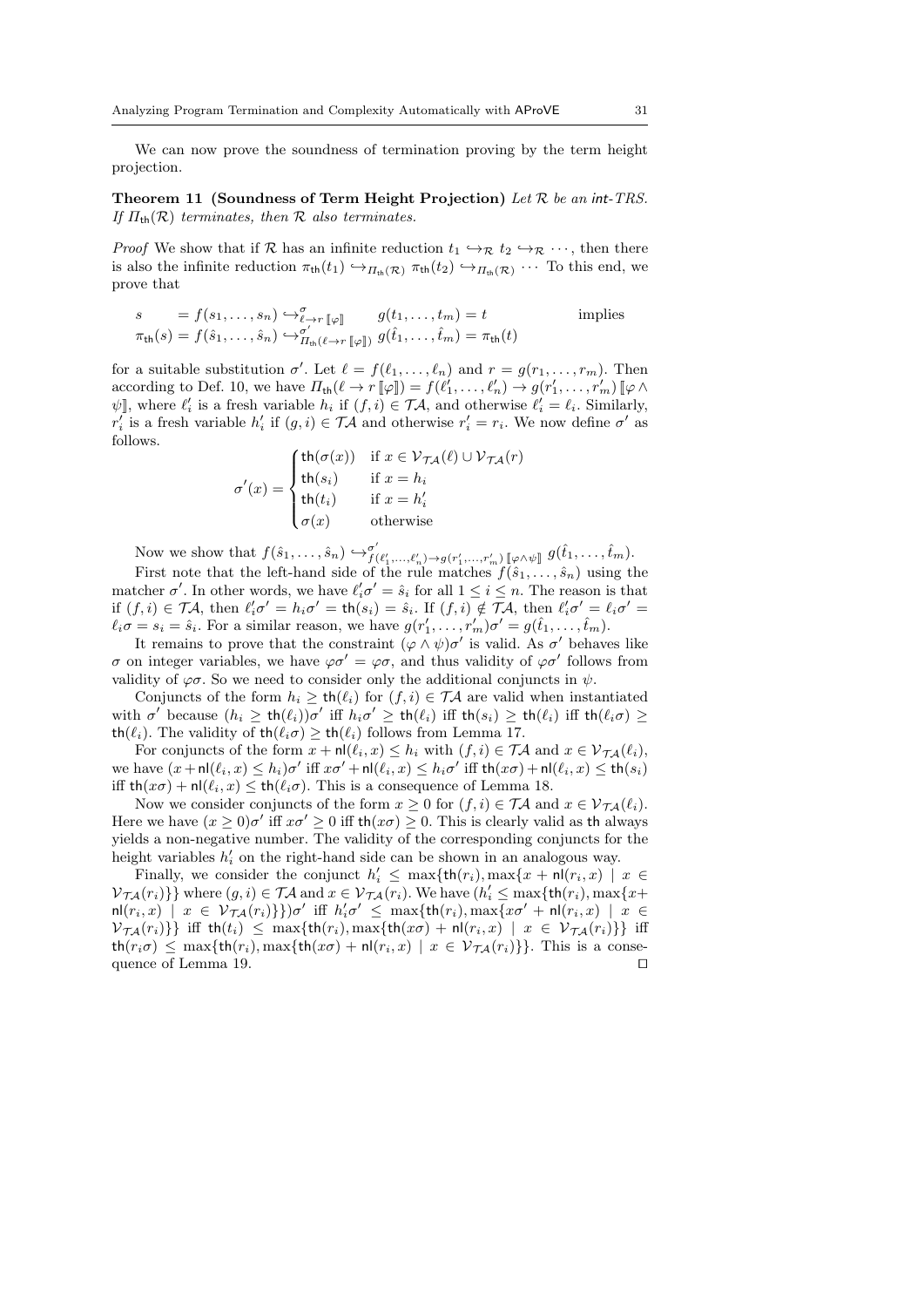We can now prove the soundness of termination proving by the term height projection.

**Theorem 11 (Soundness of Term Height Projection)** *Let $\mathcal{R}$ be an* int*-TRS. If $\Pi_{\mathsf{th}}(\mathcal{R})$ terminates, then $\mathcal{R}$ also terminates.*

*Proof* We show that if $\mathcal{R}$ has an infinite reduction $t_1 \hookrightarrow_{\mathcal{R}} t_2 \hookrightarrow_{\mathcal{R}} \cdots$, then there is also the infinite reduction $\pi_{\mathsf{th}}(t_1) \hookrightarrow_{\Pi_{\mathsf{th}}(\mathcal{R})} \pi_{\mathsf{th}}(t_2) \hookrightarrow_{\Pi_{\mathsf{th}}(\mathcal{R})} \cdots$ To this end, we prove that

$$
\begin{array}{ll}
s \quad = f(s_1, \ldots, s_n) \hookrightarrow^{\sigma}_{\ell \to r \, \llbracket \varphi \rrbracket} \quad g(t_1, \ldots, t_m) = t & \quad \text{implies} \\
\pi_{\mathsf{th}}(s) = f(\hat{s}_1, \ldots, \hat{s}_n) \hookrightarrow^{\sigma'}_{\Pi_{\mathsf{th}}(\ell \to r \, \llbracket \varphi \rrbracket)} g(\hat{t}_1, \ldots, \hat{t}_m) = \pi_{\mathsf{th}}(t) &
\end{array}
$$

for a suitable substitution $\sigma'$. Let $\ell = f(\ell_1, \ldots, \ell_n)$ and $r = g(r_1, \ldots, r_m)$. Then according to Def. 10, we have $\Pi_{\mathsf{th}}(\ell \to r \, \llbracket \varphi \rrbracket) = f(\ell'_1, \ldots, \ell'_n) \to g(r'_1, \ldots, r'_m) \, \llbracket \varphi \wedge \psi \rrbracket$, where $\ell'_i$ is a fresh variable $h_i$ if $(f, i) \in \mathcal{TA}$, and otherwise $\ell'_i = \ell_i$. Similarly, $r'_i$ is a fresh variable $h'_i$ if $(g, i) \in \mathcal{TA}$ and otherwise $r'_i = r_i$. We now define $\sigma'$ as follows.

$$
\sigma'(x) = \begin{cases} \mathsf{th}(\sigma(x)) & \text{if } x \in \mathcal{V}_{\mathcal{TA}}(\ell) \cup \mathcal{V}_{\mathcal{TA}}(r) \\ \mathsf{th}(s_i) & \text{if } x = h_i \\ \mathsf{th}(t_i) & \text{if } x = h'_i \\ \sigma(x) & \text{otherwise} \end{cases}
$$

Now we show that $f(\hat{s}_1, \ldots, \hat{s}_n) \hookrightarrow^{\sigma'}_{f(\ell'_1, \ldots, \ell'_n) \to g(r'_1, \ldots, r'_m) \, \llbracket \varphi \wedge \psi \rrbracket} g(\hat{t}_1, \ldots, \hat{t}_m)$.

First note that the left-hand side of the rule matches $f(\hat{s}_1, \ldots, \hat{s}_n)$ using the matcher $\sigma'$. In other words, we have $\ell'_i \sigma' = \hat{s}_i$ for all $1 \leq i \leq n$. The reason is that if $(f, i) \in \mathcal{TA}$, then $\ell'_i \sigma' = h_i \sigma' = \mathsf{th}(s_i) = \hat{s}_i$. If $(f, i) \notin \mathcal{TA}$, then $\ell'_i \sigma' = \ell_i \sigma' = \ell_i \sigma = s_i = \hat{s}_i$. For a similar reason, we have $g(r'_1, \ldots, r'_m)\sigma' = g(\hat{t}_1, \ldots, \hat{t}_m)$.

It remains to prove that the constraint $(\varphi \wedge \psi)\sigma'$ is valid. As $\sigma'$ behaves like $\sigma$ on integer variables, we have $\varphi\sigma' = \varphi\sigma$, and thus validity of $\varphi\sigma'$ follows from validity of $\varphi\sigma$. So we need to consider only the additional conjuncts in $\psi$.

Conjuncts of the form $h_i \geq \mathsf{th}(\ell_i)$ for $(f, i) \in \mathcal{TA}$ are valid when instantiated with $\sigma'$ because $(h_i \geq \mathsf{th}(\ell_i))\sigma'$ iff $h_i \sigma' \geq \mathsf{th}(\ell_i)$ iff $\mathsf{th}(s_i) \geq \mathsf{th}(\ell_i)$ iff $\mathsf{th}(\ell_i \sigma) \geq \mathsf{th}(\ell_i)$. The validity of $\mathsf{th}(\ell_i \sigma) \geq \mathsf{th}(\ell_i)$ follows from Lemma 17.

For conjuncts of the form $x + \mathsf{nl}(\ell_i, x) \leq h_i$ with $(f, i) \in \mathcal{TA}$ and $x \in \mathcal{V}_{\mathcal{TA}}(\ell_i)$, we have $(x + \mathsf{nl}(\ell_i, x) \leq h_i)\sigma'$ iff $x\sigma' + \mathsf{nl}(\ell_i, x) \leq h_i \sigma'$ iff $\mathsf{th}(x\sigma) + \mathsf{nl}(\ell_i, x) \leq \mathsf{th}(s_i)$ iff $\mathsf{th}(x\sigma) + \mathsf{nl}(\ell_i, x) \leq \mathsf{th}(\ell_i \sigma)$. This is a consequence of Lemma 18.

Now we consider conjuncts of the form $x \geq 0$ for $(f, i) \in \mathcal{TA}$ and $x \in \mathcal{V}_{\mathcal{TA}}(\ell_i)$. Here we have $(x \geq 0)\sigma'$ iff $x\sigma' \geq 0$ iff $\mathsf{th}(x\sigma) \geq 0$. This is clearly valid as $\mathsf{th}$ always yields a non-negative number. The validity of the corresponding conjuncts for the height variables $h'_i$ on the right-hand side can be shown in an analogous way.

Finally, we consider the conjunct $h'_i \leq \max\{\mathsf{th}(r_i), \max\{x + \mathsf{nl}(r_i, x) \mid x \in \mathcal{V}_{\mathcal{TA}}(r_i)\}\}$ where $(g, i) \in \mathcal{TA}$ and $x \in \mathcal{V}_{\mathcal{TA}}(r_i)$. We have $(h'_i \leq \max\{\mathsf{th}(r_i), \max\{x + \mathsf{nl}(r_i, x) \mid x \in \mathcal{V}_{\mathcal{TA}}(r_i)\}\})\sigma'$ iff $h'_i \sigma' \leq \max\{\mathsf{th}(r_i), \max\{x\sigma' + \mathsf{nl}(r_i, x) \mid x \in \mathcal{V}_{\mathcal{TA}}(r_i)\}\}$ iff $\mathsf{th}(t_i) \leq \max\{\mathsf{th}(r_i), \max\{\mathsf{th}(x\sigma) + \mathsf{nl}(r_i, x) \mid x \in \mathcal{V}_{\mathcal{TA}}(r_i)\}\}$ iff $\mathsf{th}(r_i \sigma) \leq \max\{\mathsf{th}(r_i), \max\{\mathsf{th}(x\sigma) + \mathsf{nl}(r_i, x) \mid x \in \mathcal{V}_{\mathcal{TA}}(r_i)\}\}$. This is a consequence of Lemma 19. $\square$